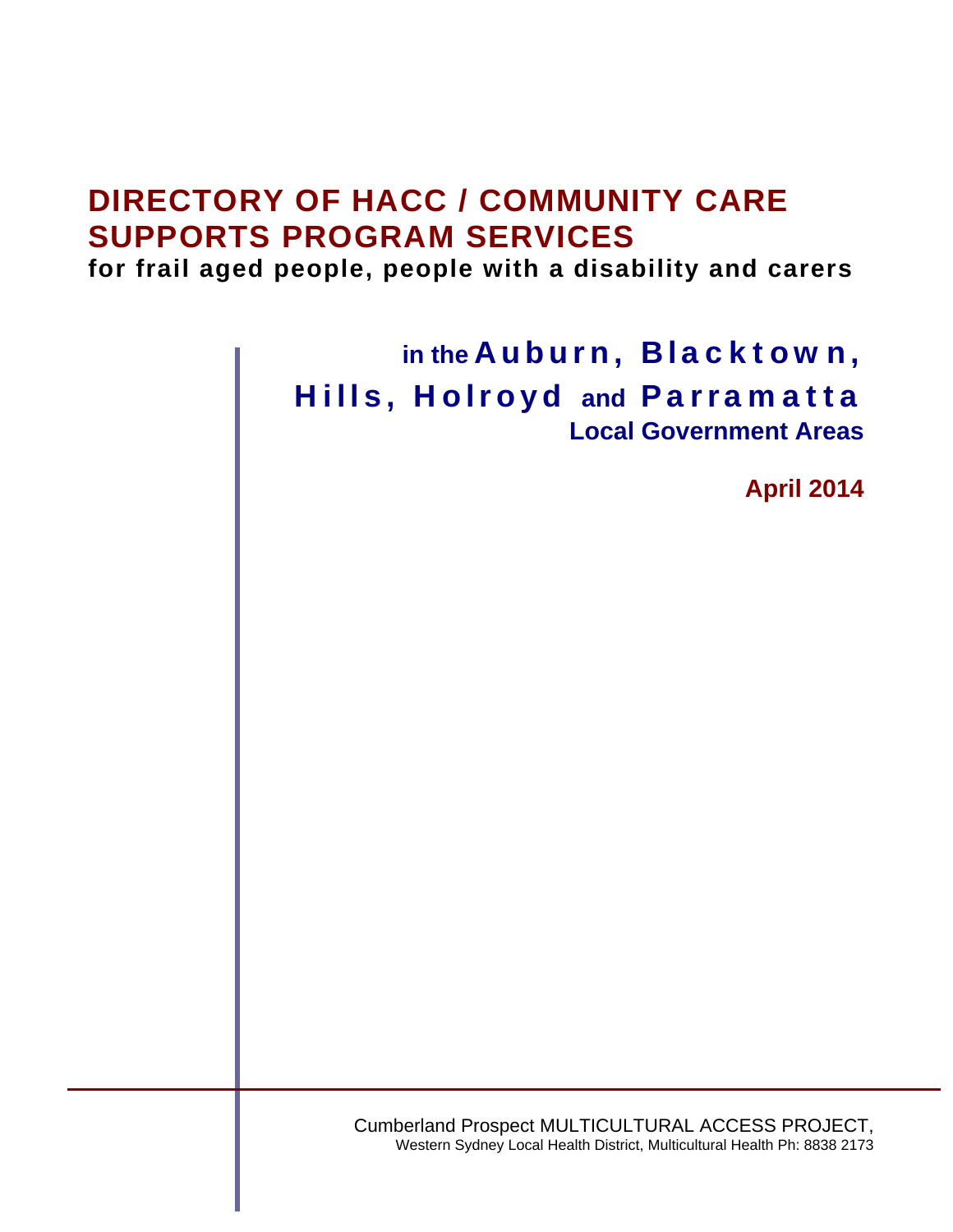# DIRECTORY OF HACC / COMMUNITY CARE SUPPORTS PROGRAM SERVICES

**for frail aged people, people with a disability and carers**

## in the Auburn, Blacktown, Hills, Holroyd and Parramatta Local Government Areas

**April 2014**

Cumberland Prospect MULTICULTURAL ACCESS PROJECT,
Western Sydney Local Health District, Multicultural Health Ph: 8838 2173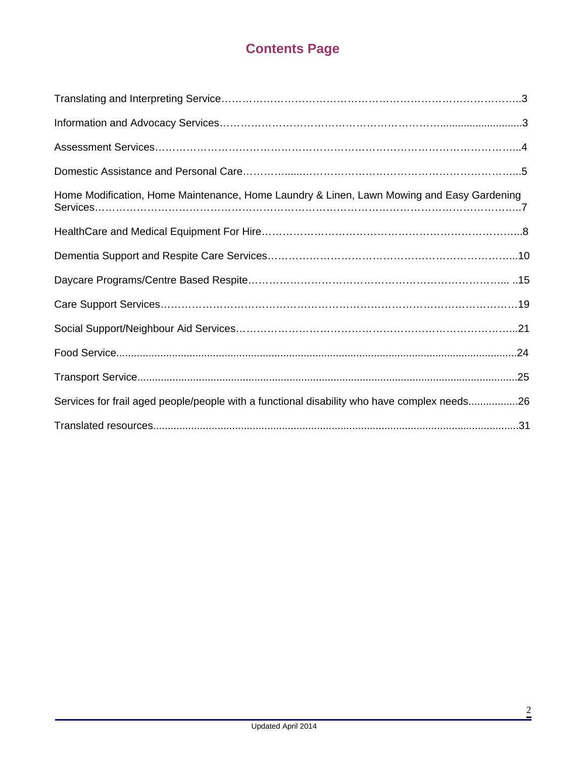# Contents Page

Translating and Interpreting Service……………………………………………………………………..3

Information and Advocacy Services…………………………………………………...........................3

Assessment Services…………………………………………………………………………………...4

Domestic Assistance and Personal Care……………...…………………………………………………...5

Home Modification, Home Maintenance, Home Laundry & Linen, Lawn Mowing and Easy Gardening Services……………………………………………………………………………………………..7

HealthCare and Medical Equipment For Hire…………………………………………………………...8

Dementia Support and Respite Care Services…………………………………………………………...10

Daycare Programs/Centre Based Respite…………………………………………………………... ..15

Care Support Services……………………………………………………………………………………19

Social Support/Neighbour Aid Services…………………………………………………………………...21

Food Service........................................................................................................................24

Transport Service..................................................................................................................25

Services for frail aged people/people with a functional disability who have complex needs.................26

Translated resources............................................................................................................31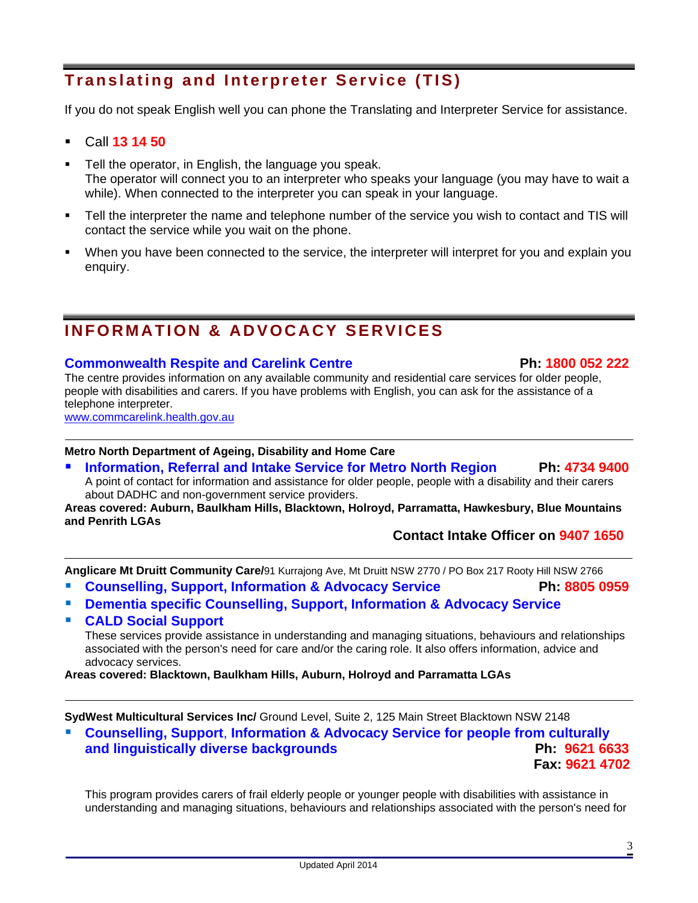## Translating and Interpreter Service (TIS)

If you do not speak English well you can phone the Translating and Interpreter Service for assistance.

- Call **13 14 50**
- Tell the operator, in English, the language you speak. The operator will connect you to an interpreter who speaks your language (you may have to wait a while). When connected to the interpreter you can speak in your language.
- Tell the interpreter the name and telephone number of the service you wish to contact and TIS will contact the service while you wait on the phone.
- When you have been connected to the service, the interpreter will interpret for you and explain you enquiry.

## INFORMATION & ADVOCACY SERVICES

### Commonwealth Respite and Carelink Centre — Ph: 1800 052 222

The centre provides information on any available community and residential care services for older people, people with disabilities and carers. If you have problems with English, you can ask for the assistance of a telephone interpreter.

www.commcarelink.health.gov.au

---

**Metro North Department of Ageing, Disability and Home Care**

- **Information, Referral and Intake Service for Metro North Region** — **Ph: 4734 9400**

  A point of contact for information and assistance for older people, people with a disability and their carers about DADHC and non-government service providers.

**Areas covered: Auburn, Baulkham Hills, Blacktown, Holroyd, Parramatta, Hawkesbury, Blue Mountains and Penrith LGAs**

**Contact Intake Officer on 9407 1650**

---

**Anglicare Mt Druitt Community Care/**91 Kurrajong Ave, Mt Druitt NSW 2770 / PO Box 217 Rooty Hill NSW 2766

- **Counselling, Support, Information & Advocacy Service** — **Ph: 8805 0959**
- **Dementia specific Counselling, Support, Information & Advocacy Service**
- **CALD Social Support**

  These services provide assistance in understanding and managing situations, behaviours and relationships associated with the person's need for care and/or the caring role. It also offers information, advice and advocacy services.

**Areas covered: Blacktown, Baulkham Hills, Auburn, Holroyd and Parramatta LGAs**

---

**SydWest Multicultural Services Inc/** Ground Level, Suite 2, 125 Main Street Blacktown NSW 2148

- **Counselling, Support, Information & Advocacy Service for people from culturally and linguistically diverse backgrounds** — **Ph: 9621 6633** **Fax: 9621 4702**

  This program provides carers of frail elderly people or younger people with disabilities with assistance in understanding and managing situations, behaviours and relationships associated with the person's need for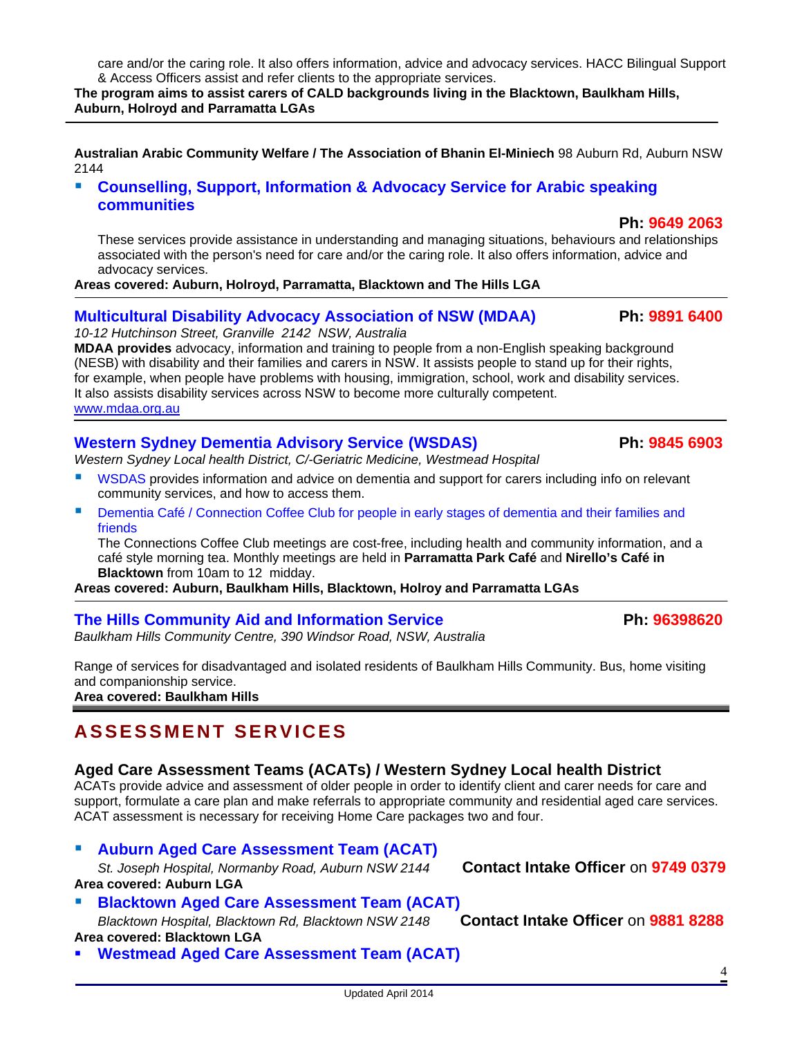care and/or the caring role. It also offers information, advice and advocacy services. HACC Bilingual Support & Access Officers assist and refer clients to the appropriate services.

**The program aims to assist carers of CALD backgrounds living in the Blacktown, Baulkham Hills, Auburn, Holroyd and Parramatta LGAs**

---

**Australian Arabic Community Welfare / The Association of Bhanin El-Miniech** 98 Auburn Rd, Auburn NSW 2144

- **Counselling, Support, Information & Advocacy Service for Arabic speaking communities**

  **Ph: 9649 2063**

  These services provide assistance in understanding and managing situations, behaviours and relationships associated with the person's need for care and/or the caring role. It also offers information, advice and advocacy services.

**Areas covered: Auburn, Holroyd, Parramatta, Blacktown and The Hills LGA**

---

### Multicultural Disability Advocacy Association of NSW (MDAA) — Ph: 9891 6400

*10-12 Hutchinson Street, Granville 2142 NSW, Australia*

**MDAA provides** advocacy, information and training to people from a non-English speaking background (NESB) with disability and their families and carers in NSW. It assists people to stand up for their rights, for example, when people have problems with housing, immigration, school, work and disability services. It also assists disability services across NSW to become more culturally competent.

www.mdaa.org.au

---

### Western Sydney Dementia Advisory Service (WSDAS) — Ph: 9845 6903

*Western Sydney Local health District, C/-Geriatric Medicine, Westmead Hospital*

- WSDAS provides information and advice on dementia and support for carers including info on relevant community services, and how to access them.
- Dementia Café / Connection Coffee Club for people in early stages of dementia and their families and friends

  The Connections Coffee Club meetings are cost-free, including health and community information, and a café style morning tea. Monthly meetings are held in **Parramatta Park Café** and **Nirello's Café in Blacktown** from 10am to 12 midday.

**Areas covered: Auburn, Baulkham Hills, Blacktown, Holroy and Parramatta LGAs**

---

### The Hills Community Aid and Information Service — Ph: 96398620

*Baulkham Hills Community Centre, 390 Windsor Road, NSW, Australia*

Range of services for disadvantaged and isolated residents of Baulkham Hills Community. Bus, home visiting and companionship service.

**Area covered: Baulkham Hills**

---

## ASSESSMENT SERVICES

### Aged Care Assessment Teams (ACATs) / Western Sydney Local health District

ACATs provide advice and assessment of older people in order to identify client and carer needs for care and support, formulate a care plan and make referrals to appropriate community and residential aged care services. ACAT assessment is necessary for receiving Home Care packages two and four.

- **Auburn Aged Care Assessment Team (ACAT)**

  *St. Joseph Hospital, Normanby Road, Auburn NSW 2144* — **Contact Intake Officer** on **9749 0379**

**Area covered: Auburn LGA**

- **Blacktown Aged Care Assessment Team (ACAT)**

  *Blacktown Hospital, Blacktown Rd, Blacktown NSW 2148* — **Contact Intake Officer** on **9881 8288**

**Area covered: Blacktown LGA**

- **Westmead Aged Care Assessment Team (ACAT)**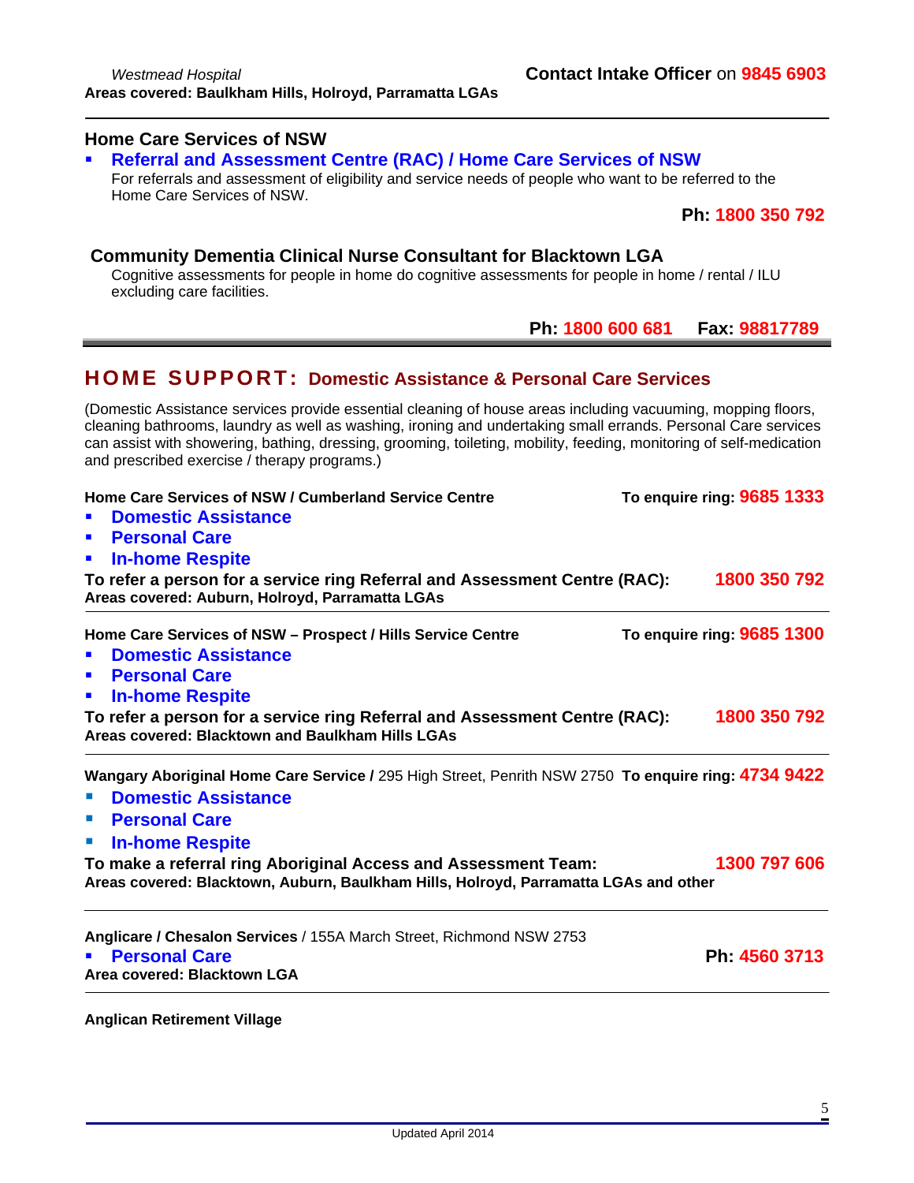*Westmead Hospital*

**Contact Intake Officer** on **9845 6903**

**Areas covered: Baulkham Hills, Holroyd, Parramatta LGAs**

---

### Home Care Services of NSW

- **Referral and Assessment Centre (RAC) / Home Care Services of NSW**

  For referrals and assessment of eligibility and service needs of people who want to be referred to the Home Care Services of NSW.

**Ph: 1800 350 792**

### Community Dementia Clinical Nurse Consultant for Blacktown LGA

Cognitive assessments for people in home do cognitive assessments for people in home / rental / ILU excluding care facilities.

**Ph: 1800 600 681** **Fax: 98817789**

---

## HOME SUPPORT: Domestic Assistance & Personal Care Services

(Domestic Assistance services provide essential cleaning of house areas including vacuuming, mopping floors, cleaning bathrooms, laundry as well as washing, ironing and undertaking small errands. Personal Care services can assist with showering, bathing, dressing, grooming, toileting, mobility, feeding, monitoring of self-medication and prescribed exercise / therapy programs.)

**Home Care Services of NSW / Cumberland Service Centre** **To enquire ring: 9685 1333**

- **Domestic Assistance**
- **Personal Care**
- **In-home Respite**

**To refer a person for a service ring Referral and Assessment Centre (RAC): 1800 350 792**

**Areas covered: Auburn, Holroyd, Parramatta LGAs**

---

**Home Care Services of NSW – Prospect / Hills Service Centre** **To enquire ring: 9685 1300**

- **Domestic Assistance**
- **Personal Care**
- **In-home Respite**

**To refer a person for a service ring Referral and Assessment Centre (RAC): 1800 350 792**

**Areas covered: Blacktown and Baulkham Hills LGAs**

---

**Wangary Aboriginal Home Care Service /** 295 High Street, Penrith NSW 2750 **To enquire ring: 4734 9422**

- **Domestic Assistance**
- **Personal Care**
- **In-home Respite**

**To make a referral ring Aboriginal Access and Assessment Team: 1300 797 606**

**Areas covered: Blacktown, Auburn, Baulkham Hills, Holroyd, Parramatta LGAs and other**

---

**Anglicare / Chesalon Services** / 155A March Street, Richmond NSW 2753

- **Personal Care** **Ph: 4560 3713**

**Area covered: Blacktown LGA**

---

**Anglican Retirement Village**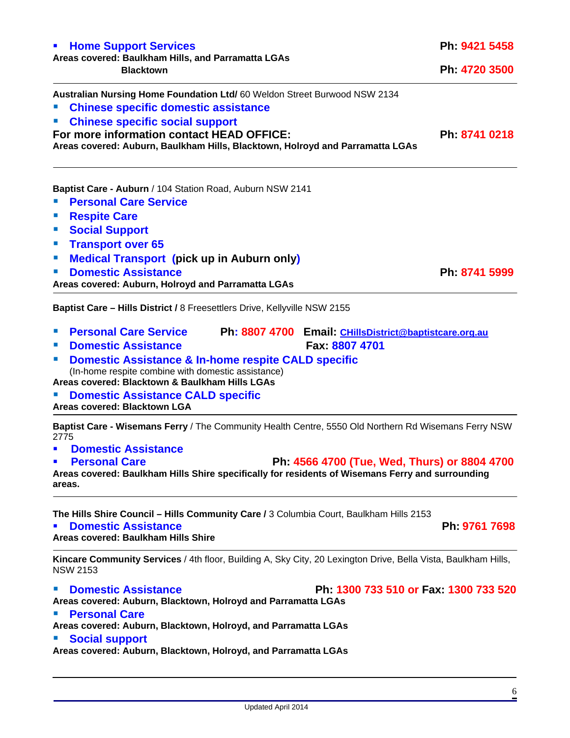- **Home Support Services** — **Ph: 9421 5458**

**Areas covered: Baulkham Hills, and Parramatta LGAs**

**Blacktown** — **Ph: 4720 3500**

---

**Australian Nursing Home Foundation Ltd/** 60 Weldon Street Burwood NSW 2134

- **Chinese specific domestic assistance**
- **Chinese specific social support**

**For more information contact HEAD OFFICE:** — **Ph: 8741 0218**

**Areas covered: Auburn, Baulkham Hills, Blacktown, Holroyd and Parramatta LGAs**

---

**Baptist Care - Auburn** / 104 Station Road, Auburn NSW 2141

- **Personal Care Service**
- **Respite Care**
- **Social Support**
- **Transport over 65**
- **Medical Transport (pick up in Auburn only)**
- **Domestic Assistance** — **Ph: 8741 5999**

**Areas covered: Auburn, Holroyd and Parramatta LGAs**

---

**Baptist Care – Hills District /** 8 Freesettlers Drive, Kellyville NSW 2155

- **Personal Care Service** — **Ph: 8807 4700** **Email: CHillsDistrict@baptistcare.org.au**
- **Domestic Assistance** — **Fax: 8807 4701**
- **Domestic Assistance & In-home respite CALD specific**
  (In-home respite combine with domestic assistance)

**Areas covered: Blacktown & Baulkham Hills LGAs**

- **Domestic Assistance CALD specific**

**Areas covered: Blacktown LGA**

---

**Baptist Care - Wisemans Ferry** / The Community Health Centre, 5550 Old Northern Rd Wisemans Ferry NSW 2775

- **Domestic Assistance**
- **Personal Care** — **Ph: 4566 4700 (Tue, Wed, Thurs) or 8804 4700**

**Areas covered: Baulkham Hills Shire specifically for residents of Wisemans Ferry and surrounding areas.**

---

**The Hills Shire Council – Hills Community Care /** 3 Columbia Court, Baulkham Hills 2153

- **Domestic Assistance** — **Ph: 9761 7698**

**Areas covered: Baulkham Hills Shire**

---

**Kincare Community Services** / 4th floor, Building A, Sky City, 20 Lexington Drive, Bella Vista, Baulkham Hills, NSW 2153

- **Domestic Assistance** — **Ph: 1300 733 510 or Fax: 1300 733 520**

**Areas covered: Auburn, Blacktown, Holroyd and Parramatta LGAs**

- **Personal Care**

**Areas covered: Auburn, Blacktown, Holroyd, and Parramatta LGAs**

- **Social support**

**Areas covered: Auburn, Blacktown, Holroyd, and Parramatta LGAs**

---

Updated April 2014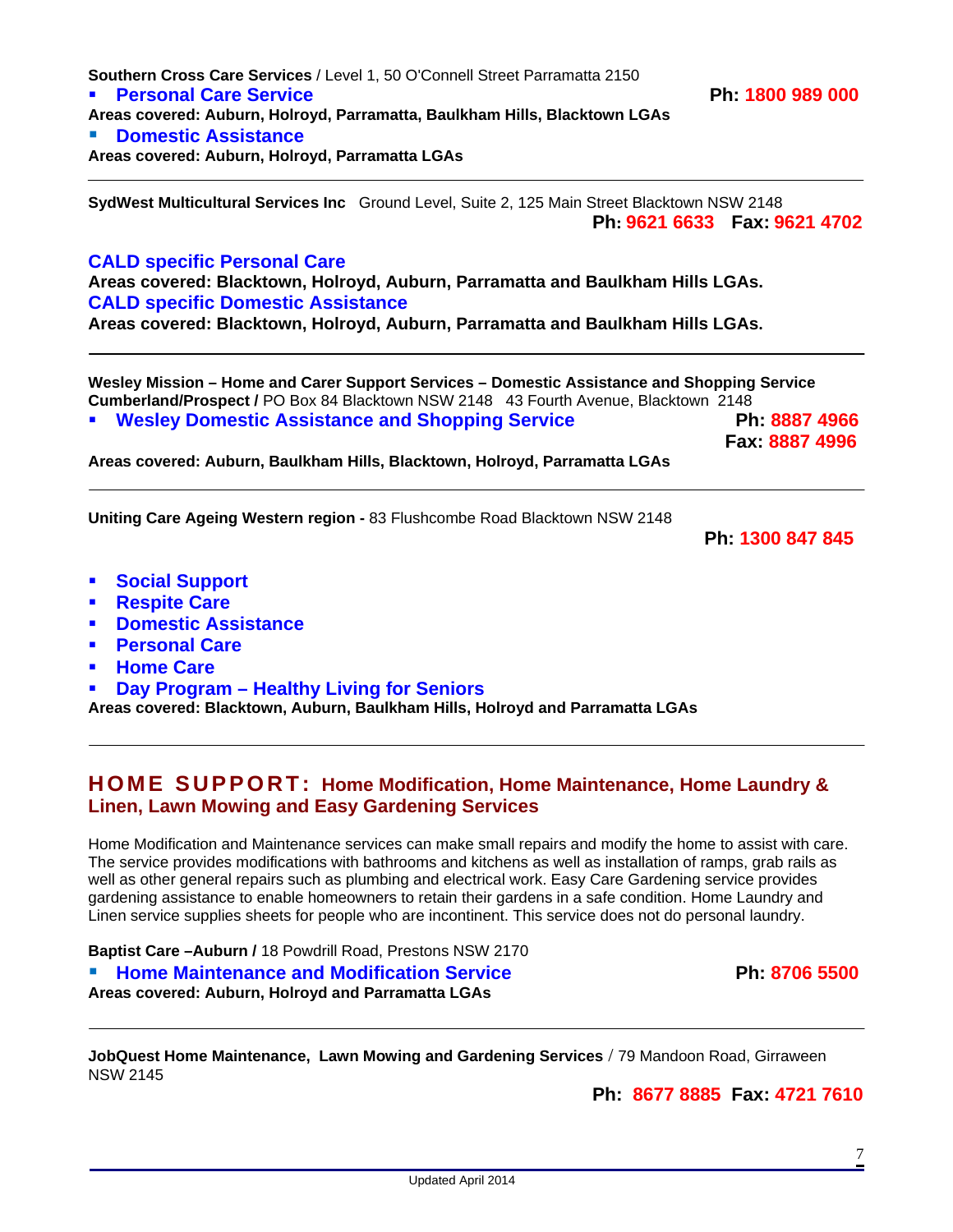**Southern Cross Care Services** / Level 1, 50 O'Connell Street Parramatta 2150

- **Personal Care Service** **Ph: 1800 989 000**

**Areas covered: Auburn, Holroyd, Parramatta, Baulkham Hills, Blacktown LGAs**

- **Domestic Assistance**

**Areas covered: Auburn, Holroyd, Parramatta LGAs**

---

**SydWest Multicultural Services Inc** Ground Level, Suite 2, 125 Main Street Blacktown NSW 2148
**Ph: 9621 6633 Fax: 9621 4702**

**CALD specific Personal Care**
**Areas covered: Blacktown, Holroyd, Auburn, Parramatta and Baulkham Hills LGAs.**
**CALD specific Domestic Assistance**
**Areas covered: Blacktown, Holroyd, Auburn, Parramatta and Baulkham Hills LGAs.**

---

**Wesley Mission – Home and Carer Support Services – Domestic Assistance and Shopping Service Cumberland/Prospect /** PO Box 84 Blacktown NSW 2148 43 Fourth Avenue, Blacktown 2148

- **Wesley Domestic Assistance and Shopping Service** **Ph: 8887 4966**
**Fax: 8887 4996**

**Areas covered: Auburn, Baulkham Hills, Blacktown, Holroyd, Parramatta LGAs**

---

**Uniting Care Ageing Western region -** 83 Flushcombe Road Blacktown NSW 2148
**Ph: 1300 847 845**

- **Social Support**
- **Respite Care**
- **Domestic Assistance**
- **Personal Care**
- **Home Care**
- **Day Program – Healthy Living for Seniors**

**Areas covered: Blacktown, Auburn, Baulkham Hills, Holroyd and Parramatta LGAs**

---

## HOME SUPPORT: Home Modification, Home Maintenance, Home Laundry & Linen, Lawn Mowing and Easy Gardening Services

Home Modification and Maintenance services can make small repairs and modify the home to assist with care. The service provides modifications with bathrooms and kitchens as well as installation of ramps, grab rails as well as other general repairs such as plumbing and electrical work. Easy Care Gardening service provides gardening assistance to enable homeowners to retain their gardens in a safe condition. Home Laundry and Linen service supplies sheets for people who are incontinent. This service does not do personal laundry.

**Baptist Care –Auburn /** 18 Powdrill Road, Prestons NSW 2170

- **Home Maintenance and Modification Service** **Ph: 8706 5500**

**Areas covered: Auburn, Holroyd and Parramatta LGAs**

---

**JobQuest Home Maintenance, Lawn Mowing and Gardening Services** / 79 Mandoon Road, Girraween NSW 2145
**Ph: 8677 8885 Fax: 4721 7610**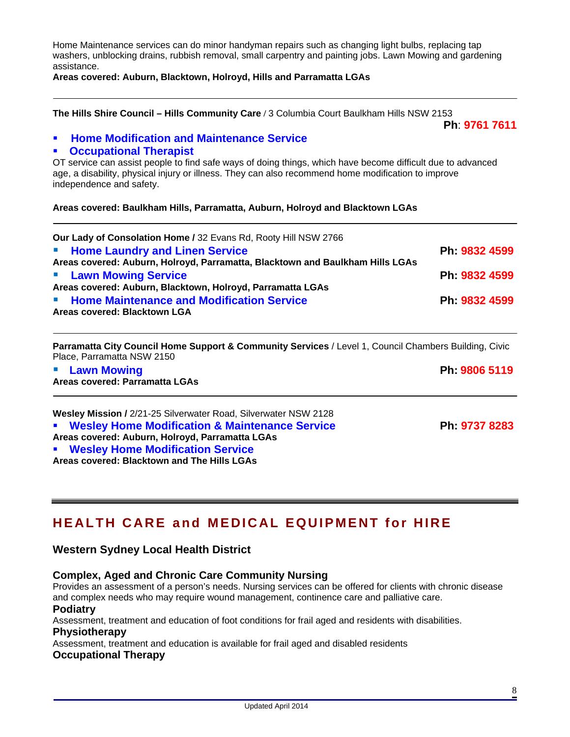Home Maintenance services can do minor handyman repairs such as changing light bulbs, replacing tap washers, unblocking drains, rubbish removal, small carpentry and painting jobs. Lawn Mowing and gardening assistance.

**Areas covered: Auburn, Blacktown, Holroyd, Hills and Parramatta LGAs**

---

**The Hills Shire Council – Hills Community Care** / 3 Columbia Court Baulkham Hills NSW 2153

**Ph**: **9761 7611**

- **Home Modification and Maintenance Service**
- **Occupational Therapist**

OT service can assist people to find safe ways of doing things, which have become difficult due to advanced age, a disability, physical injury or illness. They can also recommend home modification to improve independence and safety.

**Areas covered: Baulkham Hills, Parramatta, Auburn, Holroyd and Blacktown LGAs**

---

**Our Lady of Consolation Home /** 32 Evans Rd, Rooty Hill NSW 2766

- **Home Laundry and Linen Service** — **Ph: 9832 4599**

**Areas covered: Auburn, Holroyd, Parramatta, Blacktown and Baulkham Hills LGAs**

- **Lawn Mowing Service** — **Ph: 9832 4599**

**Areas covered: Auburn, Blacktown, Holroyd, Parramatta LGAs**

- **Home Maintenance and Modification Service** — **Ph: 9832 4599**

**Areas covered: Blacktown LGA**

---

**Parramatta City Council Home Support & Community Services** / Level 1, Council Chambers Building, Civic Place, Parramatta NSW 2150

- **Lawn Mowing** — **Ph: 9806 5119**

**Areas covered: Parramatta LGAs**

---

**Wesley Mission /** 2/21-25 Silverwater Road, Silverwater NSW 2128

- **Wesley Home Modification & Maintenance Service** — **Ph: 9737 8283**

**Areas covered: Auburn, Holroyd, Parramatta LGAs**

- **Wesley Home Modification Service**

**Areas covered: Blacktown and The Hills LGAs**

---

## HEALTH CARE and MEDICAL EQUIPMENT for HIRE

### Western Sydney Local Health District

#### Complex, Aged and Chronic Care Community Nursing

Provides an assessment of a person's needs. Nursing services can be offered for clients with chronic disease and complex needs who may require wound management, continence care and palliative care.

#### Podiatry

Assessment, treatment and education of foot conditions for frail aged and residents with disabilities.

#### Physiotherapy

Assessment, treatment and education is available for frail aged and disabled residents

#### Occupational Therapy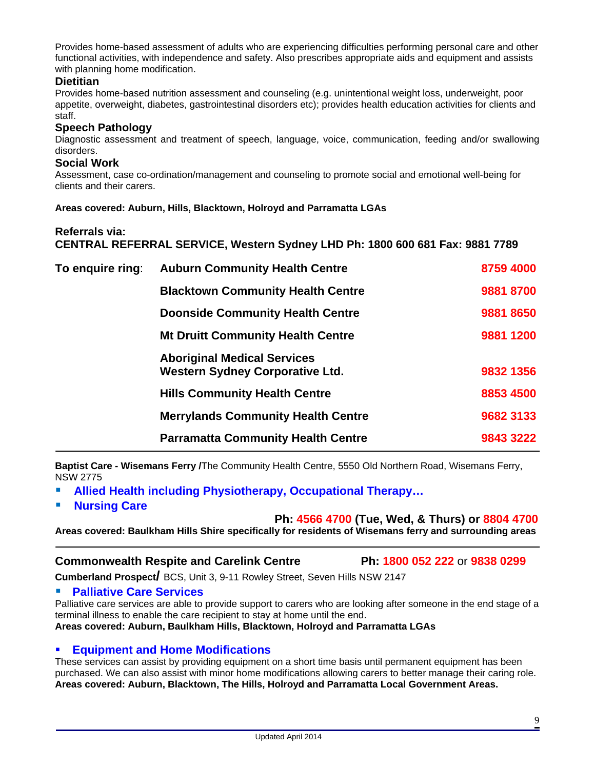Provides home-based assessment of adults who are experiencing difficulties performing personal care and other functional activities, with independence and safety. Also prescribes appropriate aids and equipment and assists with planning home modification.

### Dietitian

Provides home-based nutrition assessment and counseling (e.g. unintentional weight loss, underweight, poor appetite, overweight, diabetes, gastrointestinal disorders etc); provides health education activities for clients and staff.

### Speech Pathology

Diagnostic assessment and treatment of speech, language, voice, communication, feeding and/or swallowing disorders.

### Social Work

Assessment, case co-ordination/management and counseling to promote social and emotional well-being for clients and their carers.

**Areas covered: Auburn, Hills, Blacktown, Holroyd and Parramatta LGAs**

**Referrals via:**
**CENTRAL REFERRAL SERVICE, Western Sydney LHD Ph: 1800 600 681 Fax: 9881 7789**

| To enquire ring: | | |
|---|---|---|
| | **Auburn Community Health Centre** | **8759 4000** |
| | **Blacktown Community Health Centre** | **9881 8700** |
| | **Doonside Community Health Centre** | **9881 8650** |
| | **Mt Druitt Community Health Centre** | **9881 1200** |
| | **Aboriginal Medical Services Western Sydney Corporative Ltd.** | **9832 1356** |
| | **Hills Community Health Centre** | **8853 4500** |
| | **Merrylands Community Health Centre** | **9682 3133** |
| | **Parramatta Community Health Centre** | **9843 3222** |

---

**Baptist Care - Wisemans Ferry /**The Community Health Centre, 5550 Old Northern Road, Wisemans Ferry, NSW 2775

- **Allied Health including Physiotherapy, Occupational Therapy…**
- **Nursing Care**

**Ph: 4566 4700 (Tue, Wed, & Thurs) or 8804 4700**

**Areas covered: Baulkham Hills Shire specifically for residents of Wisemans ferry and surrounding areas**

---

### Commonwealth Respite and Carelink Centre Ph: 1800 052 222 or 9838 0299

**Cumberland Prospect/** BCS, Unit 3, 9-11 Rowley Street, Seven Hills NSW 2147

- **Palliative Care Services**

Palliative care services are able to provide support to carers who are looking after someone in the end stage of a terminal illness to enable the care recipient to stay at home until the end.
**Areas covered: Auburn, Baulkham Hills, Blacktown, Holroyd and Parramatta LGAs**

- **Equipment and Home Modifications**

These services can assist by providing equipment on a short time basis until permanent equipment has been purchased. We can also assist with minor home modifications allowing carers to better manage their caring role.
**Areas covered: Auburn, Blacktown, The Hills, Holroyd and Parramatta Local Government Areas.**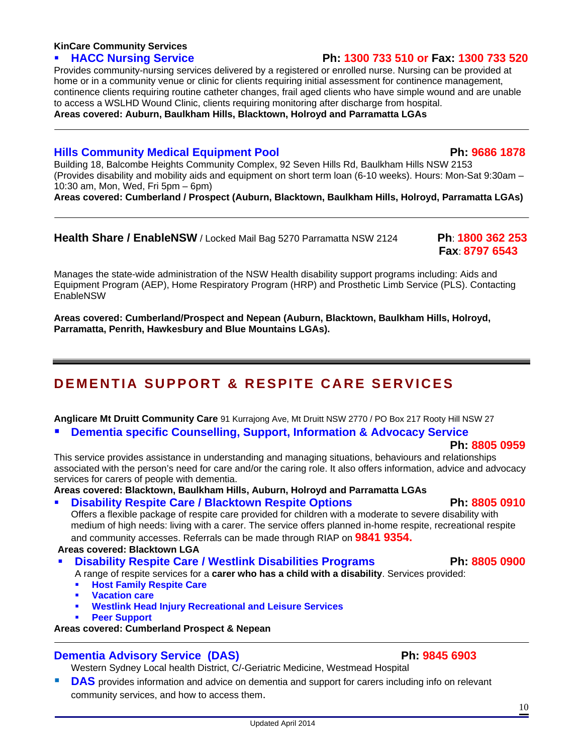**KinCare Community Services**

- **HACC Nursing Service** **Ph: 1300 733 510 or Fax: 1300 733 520**

Provides community-nursing services delivered by a registered or enrolled nurse. Nursing can be provided at home or in a community venue or clinic for clients requiring initial assessment for continence management, continence clients requiring routine catheter changes, frail aged clients who have simple wound and are unable to access a WSLHD Wound Clinic, clients requiring monitoring after discharge from hospital.
**Areas covered: Auburn, Baulkham Hills, Blacktown, Holroyd and Parramatta LGAs**

---

**Hills Community Medical Equipment Pool** **Ph: 9686 1878**

Building 18, Balcombe Heights Community Complex, 92 Seven Hills Rd, Baulkham Hills NSW 2153
(Provides disability and mobility aids and equipment on short term loan (6-10 weeks). Hours: Mon-Sat 9:30am – 10:30 am, Mon, Wed, Fri 5pm – 6pm)
**Areas covered: Cumberland / Prospect (Auburn, Blacktown, Baulkham Hills, Holroyd, Parramatta LGAs)**

---

**Health Share / EnableNSW** / Locked Mail Bag 5270 Parramatta NSW 2124 **Ph**: **1800 362 253**
**Fax**: **8797 6543**

Manages the state-wide administration of the NSW Health disability support programs including: Aids and Equipment Program (AEP), Home Respiratory Program (HRP) and Prosthetic Limb Service (PLS). Contacting EnableNSW

**Areas covered: Cumberland/Prospect and Nepean (Auburn, Blacktown, Baulkham Hills, Holroyd, Parramatta, Penrith, Hawkesbury and Blue Mountains LGAs).**

---

## DEMENTIA SUPPORT & RESPITE CARE SERVICES

**Anglicare Mt Druitt Community Care** 91 Kurrajong Ave, Mt Druitt NSW 2770 / PO Box 217 Rooty Hill NSW 27

- **Dementia specific Counselling, Support, Information & Advocacy Service**
  **Ph: 8805 0959**

This service provides assistance in understanding and managing situations, behaviours and relationships associated with the person's need for care and/or the caring role. It also offers information, advice and advocacy services for carers of people with dementia.
**Areas covered: Blacktown, Baulkham Hills, Auburn, Holroyd and Parramatta LGAs**

- **Disability Respite Care / Blacktown Respite Options** **Ph: 8805 0910**
  Offers a flexible package of respite care provided for children with a moderate to severe disability with medium of high needs: living with a carer. The service offers planned in-home respite, recreational respite and community accesses. Referrals can be made through RIAP on **9841 9354.**

**Areas covered: Blacktown LGA**

- **Disability Respite Care / Westlink Disabilities Programs** **Ph: 8805 0900**
  A range of respite services for a **carer who has a child with a disability**. Services provided:
  - **Host Family Respite Care**
  - **Vacation care**
  - **Westlink Head Injury Recreational and Leisure Services**
  - **Peer Support**

**Areas covered: Cumberland Prospect & Nepean**

---

**Dementia Advisory Service (DAS)** **Ph: 8845 6903**

Western Sydney Local health District, C/-Geriatric Medicine, Westmead Hospital

- **DAS** provides information and advice on dementia and support for carers including info on relevant community services, and how to access them.

Updated April 2014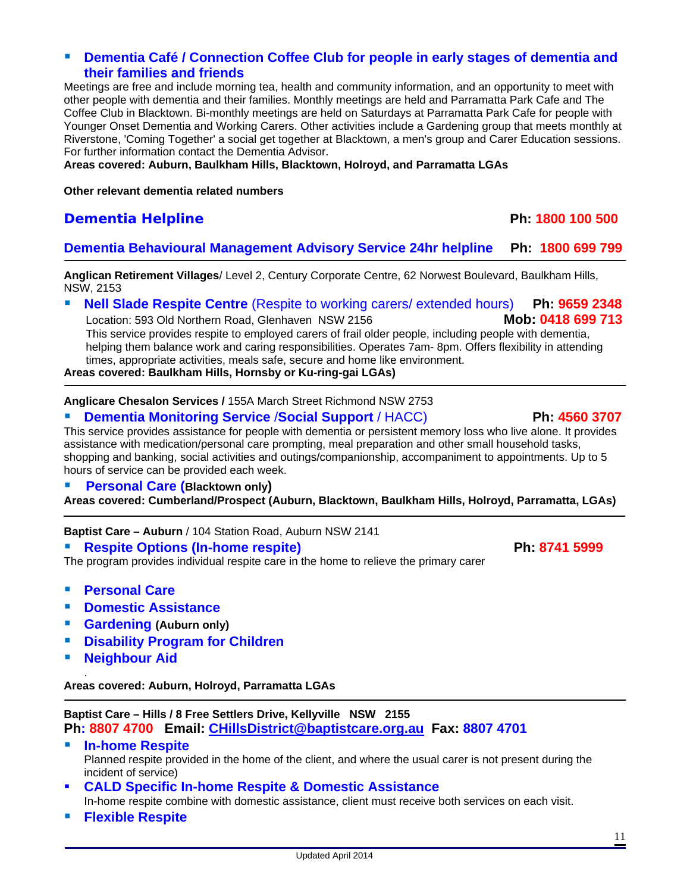- **Dementia Café / Connection Coffee Club for people in early stages of dementia and their families and friends**

Meetings are free and include morning tea, health and community information, and an opportunity to meet with other people with dementia and their families. Monthly meetings are held and Parramatta Park Cafe and The Coffee Club in Blacktown. Bi-monthly meetings are held on Saturdays at Parramatta Park Cafe for people with Younger Onset Dementia and Working Carers. Other activities include a Gardening group that meets monthly at Riverstone, 'Coming Together' a social get together at Blacktown, a men's group and Carer Education sessions. For further information contact the Dementia Advisor.

**Areas covered: Auburn, Baulkham Hills, Blacktown, Holroyd, and Parramatta LGAs**

**Other relevant dementia related numbers**

## Dementia Helpline **Ph: 1800 100 500**

### Dementia Behavioural Management Advisory Service 24hr helpline **Ph: 1800 699 799**

---

**Anglican Retirement Villages**/ Level 2, Century Corporate Centre, 62 Norwest Boulevard, Baulkham Hills, NSW, 2153

- **Nell Slade Respite Centre** (Respite to working carers/ extended hours) **Ph: 9659 2348**
  Location: 593 Old Northern Road, Glenhaven NSW 2156 **Mob: 0418 699 713**
  This service provides respite to employed carers of frail older people, including people with dementia, helping them balance work and caring responsibilities. Operates 7am- 8pm. Offers flexibility in attending times, appropriate activities, meals safe, secure and home like environment.

**Areas covered: Baulkham Hills, Hornsby or Ku-ring-gai LGAs)**

---

**Anglicare Chesalon Services /** 155A March Street Richmond NSW 2753

- **Dementia Monitoring Service /Social Support** / HACC) **Ph: 4560 3707**

This service provides assistance for people with dementia or persistent memory loss who live alone. It provides assistance with medication/personal care prompting, meal preparation and other small household tasks, shopping and banking, social activities and outings/companionship, accompaniment to appointments. Up to 5 hours of service can be provided each week.

- **Personal Care (Blacktown only)**

**Areas covered: Cumberland/Prospect (Auburn, Blacktown, Baulkham Hills, Holroyd, Parramatta, LGAs)**

---

**Baptist Care – Auburn** / 104 Station Road, Auburn NSW 2141

- **Respite Options (In-home respite)** **Ph: 8741 5999**

The program provides individual respite care in the home to relieve the primary carer

- **Personal Care**
- **Domestic Assistance**
- **Gardening (Auburn only)**
- **Disability Program for Children**
- **Neighbour Aid**

**Areas covered: Auburn, Holroyd, Parramatta LGAs**

---

**Baptist Care – Hills / 8 Free Settlers Drive, Kellyville NSW 2155**
**Ph: 8807 4700 Email: CHillsDistrict@baptistcare.org.au Fax: 8807 4701**

- **In-home Respite**
  Planned respite provided in the home of the client, and where the usual carer is not present during the incident of service)
- **CALD Specific In-home Respite & Domestic Assistance**
  In-home respite combine with domestic assistance, client must receive both services on each visit.
- **Flexible Respite**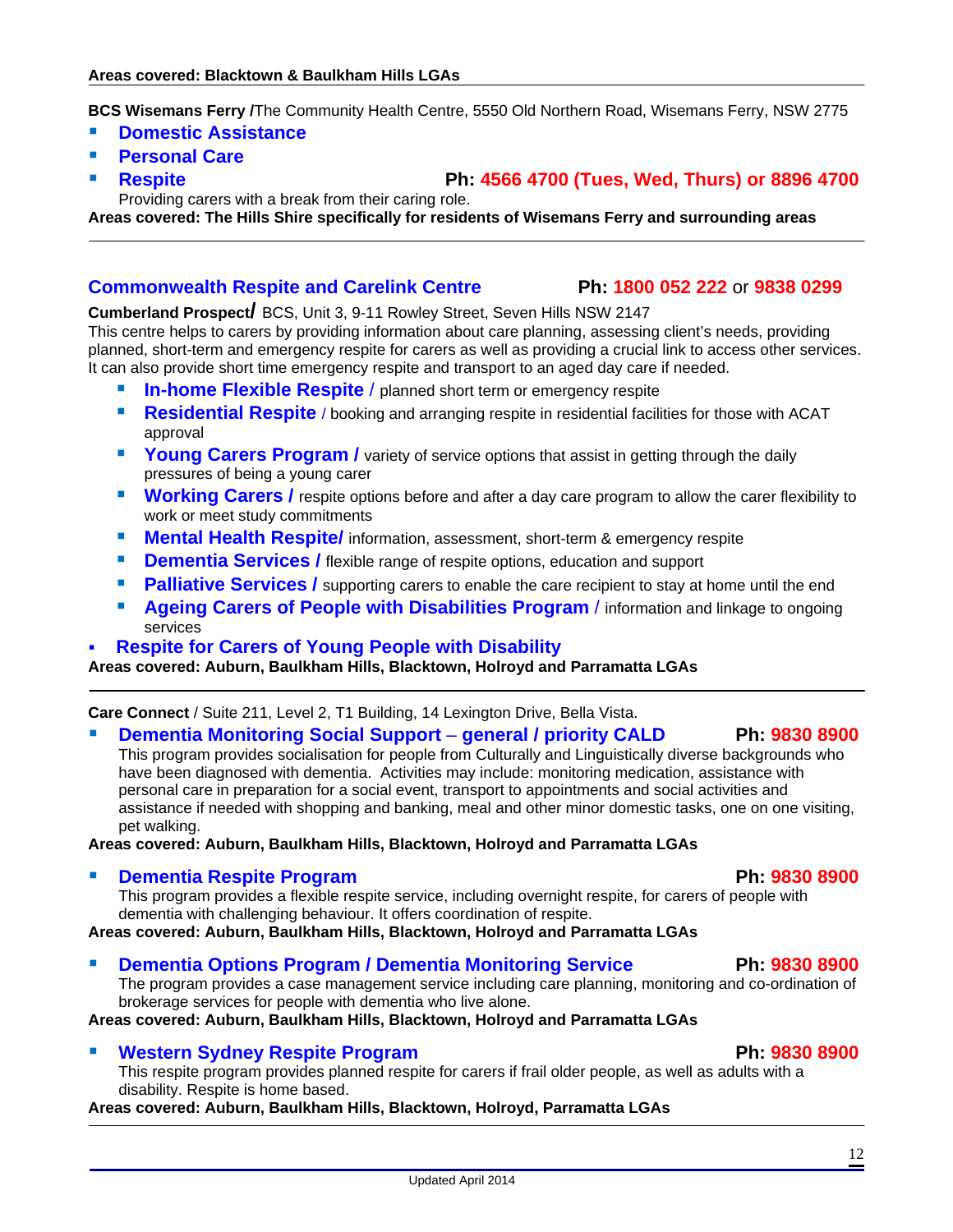**Areas covered: Blacktown & Baulkham Hills LGAs**

---

**BCS Wisemans Ferry /**The Community Health Centre, 5550 Old Northern Road, Wisemans Ferry, NSW 2775

- **Domestic Assistance**
- **Personal Care**
- **Respite** **Ph: 4566 4700 (Tues, Wed, Thurs) or 8896 4700**
  Providing carers with a break from their caring role.

**Areas covered: The Hills Shire specifically for residents of Wisemans Ferry and surrounding areas**

---

**Commonwealth Respite and Carelink Centre** **Ph: 1800 052 222** or **9838 0299**

**Cumberland Prospect/** BCS, Unit 3, 9-11 Rowley Street, Seven Hills NSW 2147

This centre helps to carers by providing information about care planning, assessing client's needs, providing planned, short-term and emergency respite for carers as well as providing a crucial link to access other services. It can also provide short time emergency respite and transport to an aged day care if needed.

- **In-home Flexible Respite** / planned short term or emergency respite
- **Residential Respite** / booking and arranging respite in residential facilities for those with ACAT approval
- **Young Carers Program /** variety of service options that assist in getting through the daily pressures of being a young carer
- **Working Carers /** respite options before and after a day care program to allow the carer flexibility to work or meet study commitments
- **Mental Health Respite/** information, assessment, short-term & emergency respite
- **Dementia Services /** flexible range of respite options, education and support
- **Palliative Services /** supporting carers to enable the care recipient to stay at home until the end
- **Ageing Carers of People with Disabilities Program** / information and linkage to ongoing services
- **Respite for Carers of Young People with Disability**

**Areas covered: Auburn, Baulkham Hills, Blacktown, Holroyd and Parramatta LGAs**

---

**Care Connect** / Suite 211, Level 2, T1 Building, 14 Lexington Drive, Bella Vista.

- **Dementia Monitoring Social Support – general / priority CALD** **Ph: 9830 8900**
  This program provides socialisation for people from Culturally and Linguistically diverse backgrounds who have been diagnosed with dementia. Activities may include: monitoring medication, assistance with personal care in preparation for a social event, transport to appointments and social activities and assistance if needed with shopping and banking, meal and other minor domestic tasks, one on one visiting, pet walking.

**Areas covered: Auburn, Baulkham Hills, Blacktown, Holroyd and Parramatta LGAs**

- **Dementia Respite Program** **Ph: 9830 8900**
  This program provides a flexible respite service, including overnight respite, for carers of people with dementia with challenging behaviour. It offers coordination of respite.

**Areas covered: Auburn, Baulkham Hills, Blacktown, Holroyd and Parramatta LGAs**

- **Dementia Options Program / Dementia Monitoring Service** **Ph: 9830 8900**
  The program provides a case management service including care planning, monitoring and co-ordination of brokerage services for people with dementia who live alone.

**Areas covered: Auburn, Baulkham Hills, Blacktown, Holroyd and Parramatta LGAs**

- **Western Sydney Respite Program** **Ph: 9830 8900**
  This respite program provides planned respite for carers if frail older people, as well as adults with a disability. Respite is home based.

**Areas covered: Auburn, Baulkham Hills, Blacktown, Holroyd, Parramatta LGAs**

---

Updated April 2014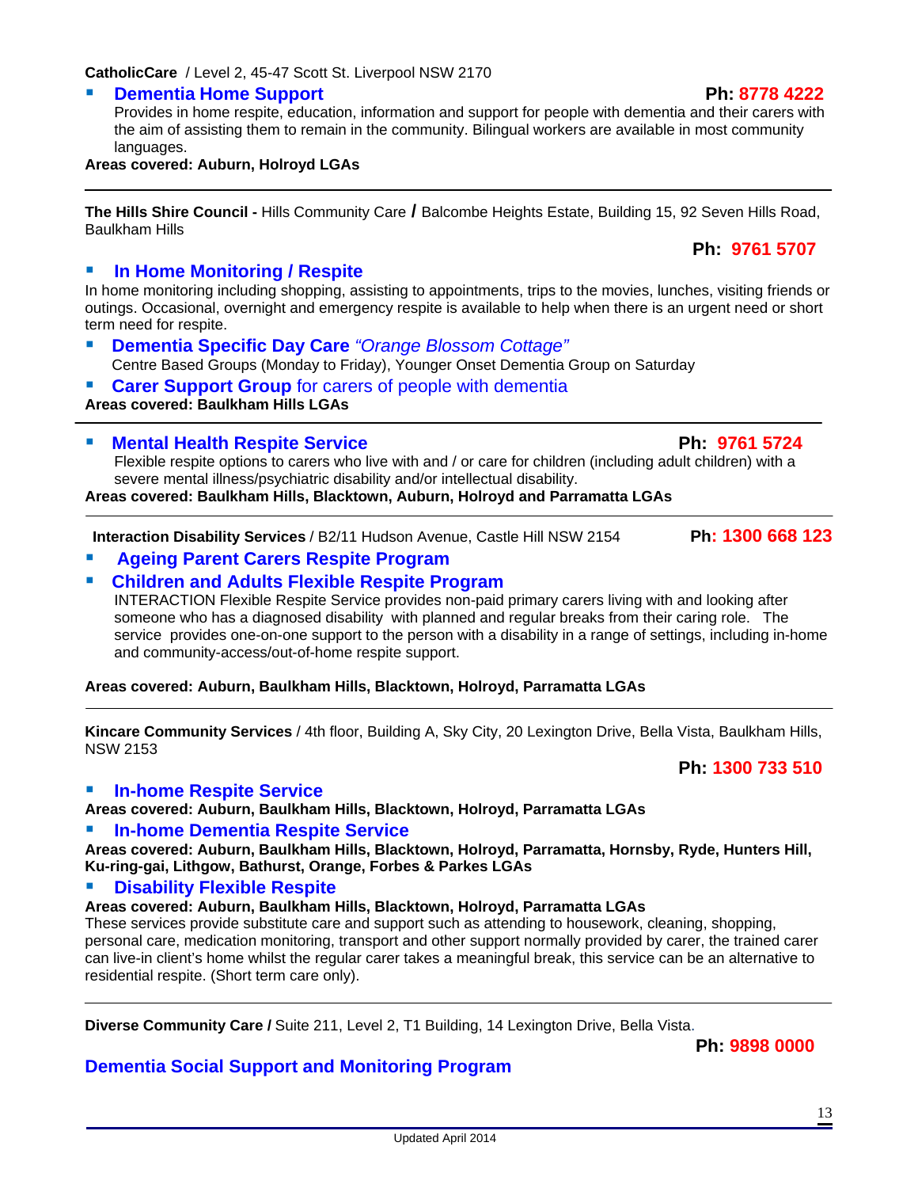**CatholicCare** / Level 2, 45-47 Scott St. Liverpool NSW 2170

- **Dementia Home Support** **Ph: 8778 4222**
  Provides in home respite, education, information and support for people with dementia and their carers with the aim of assisting them to remain in the community. Bilingual workers are available in most community languages.

**Areas covered: Auburn, Holroyd LGAs**

---

**The Hills Shire Council -** Hills Community Care / Balcombe Heights Estate, Building 15, 92 Seven Hills Road, Baulkham Hills

**Ph: 9761 5707**

- **In Home Monitoring / Respite**

In home monitoring including shopping, assisting to appointments, trips to the movies, lunches, visiting friends or outings. Occasional, overnight and emergency respite is available to help when there is an urgent need or short term need for respite.

- **Dementia Specific Day Care** *"Orange Blossom Cottage"*
  Centre Based Groups (Monday to Friday), Younger Onset Dementia Group on Saturday
- **Carer Support Group** for carers of people with dementia

**Areas covered: Baulkham Hills LGAs**

---

- **Mental Health Respite Service** **Ph: 9761 5724**
  Flexible respite options to carers who live with and / or care for children (including adult children) with a severe mental illness/psychiatric disability and/or intellectual disability.

**Areas covered: Baulkham Hills, Blacktown, Auburn, Holroyd and Parramatta LGAs**

---

**Interaction Disability Services** / B2/11 Hudson Avenue, Castle Hill NSW 2154 **Ph: 1300 668 123**

- **Ageing Parent Carers Respite Program**
- **Children and Adults Flexible Respite Program**
  INTERACTION Flexible Respite Service provides non-paid primary carers living with and looking after someone who has a diagnosed disability with planned and regular breaks from their caring role. The service provides one-on-one support to the person with a disability in a range of settings, including in-home and community-access/out-of-home respite support.

**Areas covered: Auburn, Baulkham Hills, Blacktown, Holroyd, Parramatta LGAs**

---

**Kincare Community Services** / 4th floor, Building A, Sky City, 20 Lexington Drive, Bella Vista, Baulkham Hills, NSW 2153

**Ph: 1300 733 510**

- **In-home Respite Service**

**Areas covered: Auburn, Baulkham Hills, Blacktown, Holroyd, Parramatta LGAs**

- **In-home Dementia Respite Service**

**Areas covered: Auburn, Baulkham Hills, Blacktown, Holroyd, Parramatta, Hornsby, Ryde, Hunters Hill, Ku-ring-gai, Lithgow, Bathurst, Orange, Forbes & Parkes LGAs**

- **Disability Flexible Respite**

**Areas covered: Auburn, Baulkham Hills, Blacktown, Holroyd, Parramatta LGAs**

These services provide substitute care and support such as attending to housework, cleaning, shopping, personal care, medication monitoring, transport and other support normally provided by carer, the trained carer can live-in client's home whilst the regular carer takes a meaningful break, this service can be an alternative to residential respite. (Short term care only).

---

**Diverse Community Care /** Suite 211, Level 2, T1 Building, 14 Lexington Drive, Bella Vista.

**Ph: 9898 0000**

**Dementia Social Support and Monitoring Program**

Updated April 2014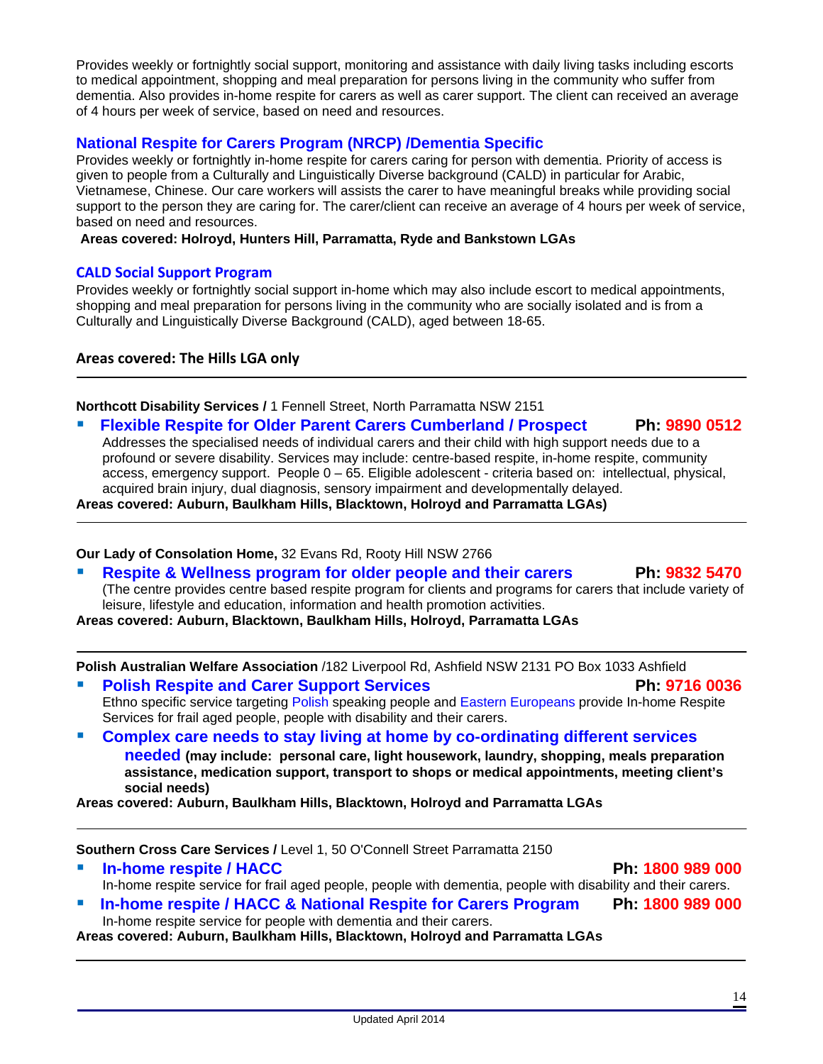Provides weekly or fortnightly social support, monitoring and assistance with daily living tasks including escorts to medical appointment, shopping and meal preparation for persons living in the community who suffer from dementia. Also provides in-home respite for carers as well as carer support. The client can received an average of 4 hours per week of service, based on need and resources.

### National Respite for Carers Program (NRCP) /Dementia Specific

Provides weekly or fortnightly in-home respite for carers caring for person with dementia. Priority of access is given to people from a Culturally and Linguistically Diverse background (CALD) in particular for Arabic, Vietnamese, Chinese. Our care workers will assists the carer to have meaningful breaks while providing social support to the person they are caring for. The carer/client can receive an average of 4 hours per week of service, based on need and resources.

**Areas covered: Holroyd, Hunters Hill, Parramatta, Ryde and Bankstown LGAs**

### CALD Social Support Program

Provides weekly or fortnightly social support in-home which may also include escort to medical appointments, shopping and meal preparation for persons living in the community who are socially isolated and is from a Culturally and Linguistically Diverse Background (CALD), aged between 18-65.

**Areas covered: The Hills LGA only**

---

**Northcott Disability Services /** 1 Fennell Street, North Parramatta NSW 2151

- **Flexible Respite for Older Parent Carers Cumberland / Prospect** **Ph: 9890 0512**
  Addresses the specialised needs of individual carers and their child with high support needs due to a profound or severe disability. Services may include: centre-based respite, in-home respite, community access, emergency support. People 0 – 65. Eligible adolescent - criteria based on: intellectual, physical, acquired brain injury, dual diagnosis, sensory impairment and developmentally delayed.

**Areas covered: Auburn, Baulkham Hills, Blacktown, Holroyd and Parramatta LGAs)**

---

**Our Lady of Consolation Home,** 32 Evans Rd, Rooty Hill NSW 2766

- **Respite & Wellness program for older people and their carers** **Ph: 9832 5470**
  (The centre provides centre based respite program for clients and programs for carers that include variety of leisure, lifestyle and education, information and health promotion activities.

**Areas covered: Auburn, Blacktown, Baulkham Hills, Holroyd, Parramatta LGAs**

---

**Polish Australian Welfare Association** /182 Liverpool Rd, Ashfield NSW 2131 PO Box 1033 Ashfield

- **Polish Respite and Carer Support Services** **Ph: 9716 0036**
  Ethno specific service targeting Polish speaking people and Eastern Europeans provide In-home Respite Services for frail aged people, people with disability and their carers.
- **Complex care needs to stay living at home by co-ordinating different services needed** **(may include: personal care, light housework, laundry, shopping, meals preparation assistance, medication support, transport to shops or medical appointments, meeting client's social needs)**

**Areas covered: Auburn, Baulkham Hills, Blacktown, Holroyd and Parramatta LGAs**

---

**Southern Cross Care Services /** Level 1, 50 O'Connell Street Parramatta 2150

- **In-home respite / HACC** **Ph: 1800 989 000**
  In-home respite service for frail aged people, people with dementia, people with disability and their carers.
- **In-home respite / HACC & National Respite for Carers Program** **Ph: 1800 989 000**
  In-home respite service for people with dementia and their carers.

**Areas covered: Auburn, Baulkham Hills, Blacktown, Holroyd and Parramatta LGAs**

---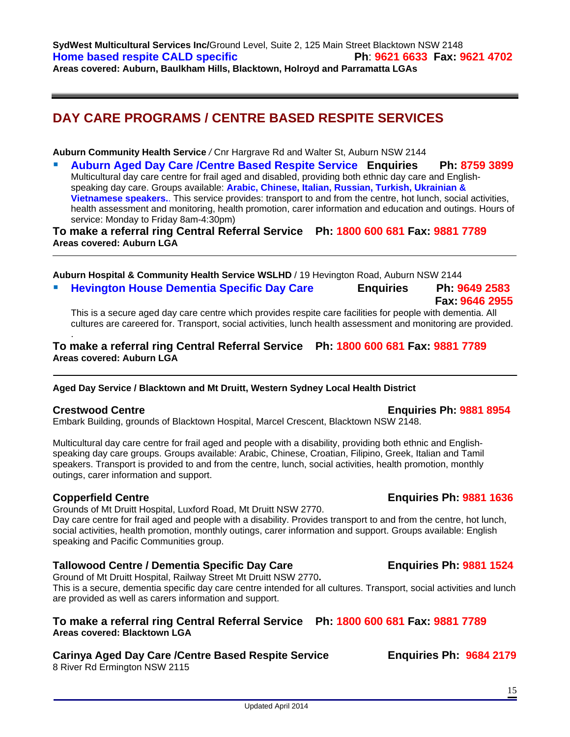**SydWest Multicultural Services Inc/**Ground Level, Suite 2, 125 Main Street Blacktown NSW 2148
**Home based respite CALD specific** **Ph**: **9621 6633** **Fax: 9621 4702**
**Areas covered: Auburn, Baulkham Hills, Blacktown, Holroyd and Parramatta LGAs**

---

## DAY CARE PROGRAMS / CENTRE BASED RESPITE SERVICES

**Auburn Community Health Service** / Cnr Hargrave Rd and Walter St, Auburn NSW 2144

- **Auburn Aged Day Care /Centre Based Respite Service** **Enquiries** **Ph: 8759 3899**
  Multicultural day care centre for frail aged and disabled, providing both ethnic day care and English-speaking day care. Groups available: **Arabic, Chinese, Italian, Russian, Turkish, Ukrainian & Vietnamese speakers.**. This service provides: transport to and from the centre, hot lunch, social activities, health assessment and monitoring, health promotion, carer information and education and outings. Hours of service: Monday to Friday 8am-4:30pm)

**To make a referral ring Central Referral Service Ph: 1800 600 681 Fax: 9881 7789**
**Areas covered: Auburn LGA**

---

**Auburn Hospital & Community Health Service WSLHD** / 19 Hevington Road, Auburn NSW 2144

- **Hevington House Dementia Specific Day Care** **Enquiries** **Ph: 9649 2583** **Fax: 9646 2955**

  This is a secure aged day care centre which provides respite care facilities for people with dementia. All cultures are careered for. Transport, social activities, lunch health assessment and monitoring are provided.

**To make a referral ring Central Referral Service Ph: 1800 600 681 Fax: 9881 7789**
**Areas covered: Auburn LGA**

---

**Aged Day Service / Blacktown and Mt Druitt, Western Sydney Local Health District**

**Crestwood Centre** **Enquiries Ph: 9881 8954**
Embark Building, grounds of Blacktown Hospital, Marcel Crescent, Blacktown NSW 2148.

Multicultural day care centre for frail aged and people with a disability, providing both ethnic and English-speaking day care groups. Groups available: Arabic, Chinese, Croatian, Filipino, Greek, Italian and Tamil speakers. Transport is provided to and from the centre, lunch, social activities, health promotion, monthly outings, carer information and support.

**Copperfield Centre** **Enquiries Ph: 9881 1636**
Grounds of Mt Druitt Hospital, Luxford Road, Mt Druitt NSW 2770.
Day care centre for frail aged and people with a disability. Provides transport to and from the centre, hot lunch, social activities, health promotion, monthly outings, carer information and support. Groups available: English speaking and Pacific Communities group.

**Tallowood Centre / Dementia Specific Day Care** **Enquiries Ph: 9881 1524**
Ground of Mt Druitt Hospital, Railway Street Mt Druitt NSW 2770**.**
This is a secure, dementia specific day care centre intended for all cultures. Transport, social activities and lunch are provided as well as carers information and support.

**To make a referral ring Central Referral Service Ph: 1800 600 681 Fax: 9881 7789**
**Areas covered: Blacktown LGA**

**Carinya Aged Day Care /Centre Based Respite Service** **Enquiries Ph: 9684 2179**
8 River Rd Ermington NSW 2115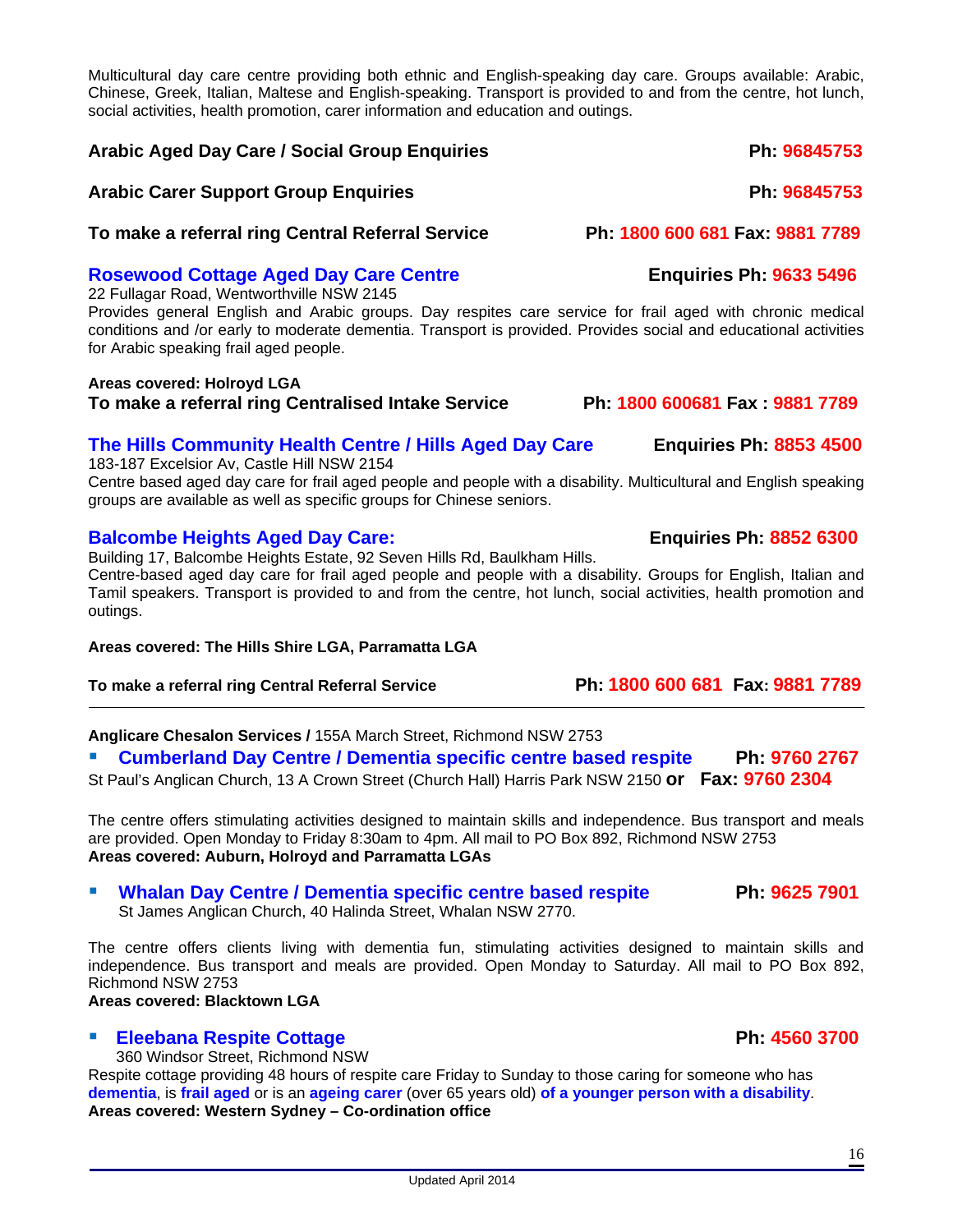Multicultural day care centre providing both ethnic and English-speaking day care. Groups available: Arabic, Chinese, Greek, Italian, Maltese and English-speaking. Transport is provided to and from the centre, hot lunch, social activities, health promotion, carer information and education and outings.

**Arabic Aged Day Care / Social Group Enquiries** **Ph: 96845753**

**Arabic Carer Support Group Enquiries** **Ph: 96845753**

**To make a referral ring Central Referral Service** **Ph: 1800 600 681 Fax: 9881 7789**

### Rosewood Cottage Aged Day Care Centre

**Enquiries Ph: 9633 5496**

22 Fullagar Road, Wentworthville NSW 2145

Provides general English and Arabic groups. Day respites care service for frail aged with chronic medical conditions and /or early to moderate dementia. Transport is provided. Provides social and educational activities for Arabic speaking frail aged people.

**Areas covered: Holroyd LGA**

**To make a referral ring Centralised Intake Service** **Ph: 1800 600681 Fax : 9881 7789**

### The Hills Community Health Centre / Hills Aged Day Care

**Enquiries Ph: 8853 4500**

183-187 Excelsior Av, Castle Hill NSW 2154

Centre based aged day care for frail aged people and people with a disability. Multicultural and English speaking groups are available as well as specific groups for Chinese seniors.

### Balcombe Heights Aged Day Care:

**Enquiries Ph: 8852 6300**

Building 17, Balcombe Heights Estate, 92 Seven Hills Rd, Baulkham Hills.

Centre-based aged day care for frail aged people and people with a disability. Groups for English, Italian and Tamil speakers. Transport is provided to and from the centre, hot lunch, social activities, health promotion and outings.

**Areas covered: The Hills Shire LGA, Parramatta LGA**

**To make a referral ring Central Referral Service** **Ph: 1800 600 681 Fax: 9881 7789**

---

**Anglicare Chesalon Services /** 155A March Street, Richmond NSW 2753

- **Cumberland Day Centre / Dementia specific centre based respite** **Ph: 9760 2767**

St Paul's Anglican Church, 13 A Crown Street (Church Hall) Harris Park NSW 2150 **or Fax: 9760 2304**

The centre offers stimulating activities designed to maintain skills and independence. Bus transport and meals are provided. Open Monday to Friday 8:30am to 4pm. All mail to PO Box 892, Richmond NSW 2753

**Areas covered: Auburn, Holroyd and Parramatta LGAs**

- **Whalan Day Centre / Dementia specific centre based respite** **Ph: 9625 7901**
  St James Anglican Church, 40 Halinda Street, Whalan NSW 2770.

The centre offers clients living with dementia fun, stimulating activities designed to maintain skills and independence. Bus transport and meals are provided. Open Monday to Saturday. All mail to PO Box 892, Richmond NSW 2753

**Areas covered: Blacktown LGA**

- **Eleebana Respite Cottage** **Ph: 4560 3700**
  360 Windsor Street, Richmond NSW

Respite cottage providing 48 hours of respite care Friday to Sunday to those caring for someone who has **dementia**, is **frail aged** or is an **ageing carer** (over 65 years old) **of a younger person with a disability**.

**Areas covered: Western Sydney – Co-ordination office**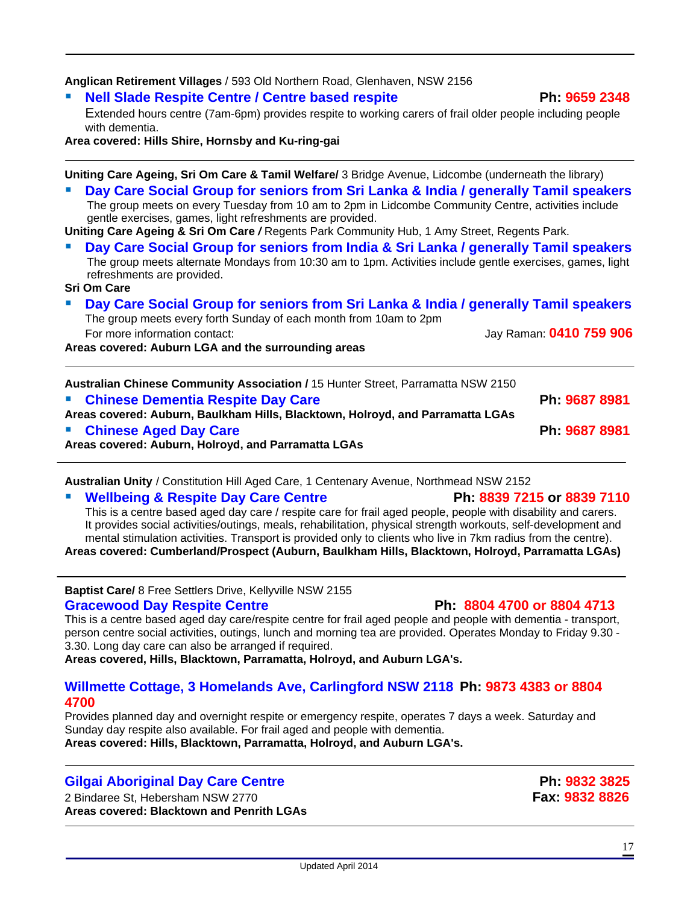---

**Anglican Retirement Villages** / 593 Old Northern Road, Glenhaven, NSW 2156

- **Nell Slade Respite Centre / Centre based respite** — **Ph: 9659 2348**

  Extended hours centre (7am-6pm) provides respite to working carers of frail older people including people with dementia.

**Area covered: Hills Shire, Hornsby and Ku-ring-gai**

---

**Uniting Care Ageing, Sri Om Care & Tamil Welfare/** 3 Bridge Avenue, Lidcombe (underneath the library)

- **Day Care Social Group for seniors from Sri Lanka & India / generally Tamil speakers**

  The group meets on every Tuesday from 10 am to 2pm in Lidcombe Community Centre, activities include gentle exercises, games, light refreshments are provided.

**Uniting Care Ageing & Sri Om Care /** Regents Park Community Hub, 1 Amy Street, Regents Park.

- **Day Care Social Group for seniors from India & Sri Lanka / generally Tamil speakers**

  The group meets alternate Mondays from 10:30 am to 1pm. Activities include gentle exercises, games, light refreshments are provided.

**Sri Om Care**

- **Day Care Social Group for seniors from Sri Lanka & India / generally Tamil speakers**

  The group meets every forth Sunday of each month from 10am to 2pm

  For more information contact: Jay Raman: **0410 759 906**

**Areas covered: Auburn LGA and the surrounding areas**

---

**Australian Chinese Community Association /** 15 Hunter Street, Parramatta NSW 2150

- **Chinese Dementia Respite Day Care** — **Ph: 9687 8981**

**Areas covered: Auburn, Baulkham Hills, Blacktown, Holroyd, and Parramatta LGAs**

- **Chinese Aged Day Care** — **Ph: 9687 8981**

**Areas covered: Auburn, Holroyd, and Parramatta LGAs**

---

**Australian Unity** / Constitution Hill Aged Care, 1 Centenary Avenue, Northmead NSW 2152

- **Wellbeing & Respite Day Care Centre** — **Ph: 8839 7215 or 8839 7110**

  This is a centre based aged day care / respite care for frail aged people, people with disability and carers. It provides social activities/outings, meals, rehabilitation, physical strength workouts, self-development and mental stimulation activities. Transport is provided only to clients who live in 7km radius from the centre).

**Areas covered: Cumberland/Prospect (Auburn, Baulkham Hills, Blacktown, Holroyd, Parramatta LGAs)**

---

**Baptist Care/** 8 Free Settlers Drive, Kellyville NSW 2155

**Gracewood Day Respite Centre** — **Ph: 8804 4700 or 8804 4713**

This is a centre based aged day care/respite centre for frail aged people and people with dementia - transport, person centre social activities, outings, lunch and morning tea are provided. Operates Monday to Friday 9.30 - 3.30. Long day care can also be arranged if required.

**Areas covered, Hills, Blacktown, Parramatta, Holroyd, and Auburn LGA's.**

**Willmette Cottage, 3 Homelands Ave, Carlingford NSW 2118** — **Ph: 9873 4383 or 8804 4700**

Provides planned day and overnight respite or emergency respite, operates 7 days a week. Saturday and Sunday day respite also available. For frail aged and people with dementia.

**Areas covered: Hills, Blacktown, Parramatta, Holroyd, and Auburn LGA's.**

---

**Gilgai Aboriginal Day Care Centre** — **Ph: 9832 3825** **Fax: 9832 8826**

2 Bindaree St, Hebersham NSW 2770

**Areas covered: Blacktown and Penrith LGAs**

---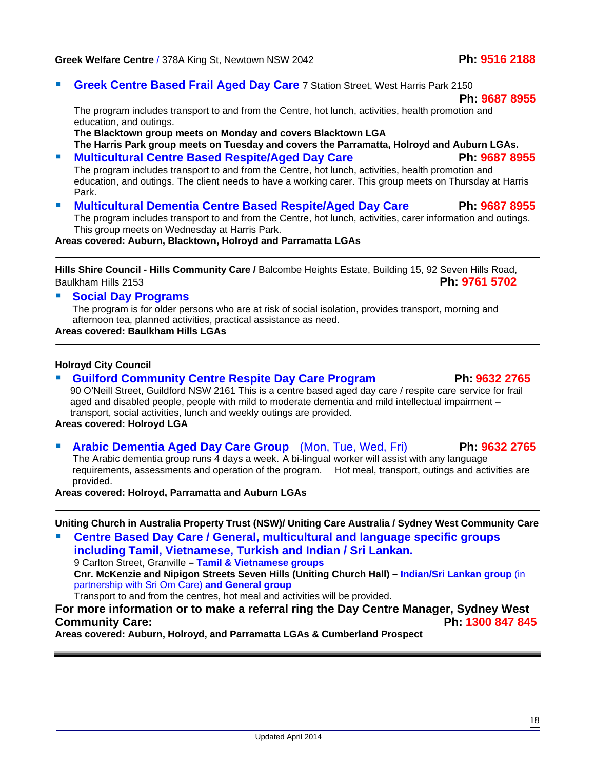**Greek Welfare Centre** / 378A King St, Newtown NSW 2042 **Ph: 9516 2188**

- **Greek Centre Based Frail Aged Day Care** 7 Station Street, West Harris Park 2150 **Ph: 9687 8955**
  The program includes transport to and from the Centre, hot lunch, activities, health promotion and education, and outings.
  **The Blacktown group meets on Monday and covers Blacktown LGA**
  **The Harris Park group meets on Tuesday and covers the Parramatta, Holroyd and Auburn LGAs.**
- **Multicultural Centre Based Respite/Aged Day Care** **Ph: 9687 8955**
  The program includes transport to and from the Centre, hot lunch, activities, health promotion and education, and outings. The client needs to have a working carer. This group meets on Thursday at Harris Park.
- **Multicultural Dementia Centre Based Respite/Aged Day Care** **Ph: 9687 8955**
  The program includes transport to and from the Centre, hot lunch, activities, carer information and outings. This group meets on Wednesday at Harris Park.

**Areas covered: Auburn, Blacktown, Holroyd and Parramatta LGAs**

---

**Hills Shire Council - Hills Community Care /** Balcombe Heights Estate, Building 15, 92 Seven Hills Road, Baulkham Hills 2153 **Ph: 9761 5702**

- **Social Day Programs**
  The program is for older persons who are at risk of social isolation, provides transport, morning and afternoon tea, planned activities, practical assistance as need.

**Areas covered: Baulkham Hills LGAs**

---

**Holroyd City Council**

- **Guilford Community Centre Respite Day Care Program** **Ph: 9632 2765**
  90 O'Neill Street, Guildford NSW 2161 This is a centre based aged day care / respite care service for frail aged and disabled people, people with mild to moderate dementia and mild intellectual impairment – transport, social activities, lunch and weekly outings are provided.

**Areas covered: Holroyd LGA**

- **Arabic Dementia Aged Day Care Group** (Mon, Tue, Wed, Fri) **Ph: 9632 2765**
  The Arabic dementia group runs 4 days a week. A bi-lingual worker will assist with any language requirements, assessments and operation of the program. Hot meal, transport, outings and activities are provided.

**Areas covered: Holroyd, Parramatta and Auburn LGAs**

---

**Uniting Church in Australia Property Trust (NSW)/ Uniting Care Australia / Sydney West Community Care**

- **Centre Based Day Care / General, multicultural and language specific groups including Tamil, Vietnamese, Turkish and Indian / Sri Lankan.**
  9 Carlton Street, Granville **– Tamil & Vietnamese groups**
  **Cnr. McKenzie and Nipigon Streets Seven Hills (Uniting Church Hall) – Indian/Sri Lankan group** (in partnership with Sri Om Care) **and General group**
  Transport to and from the centres, hot meal and activities will be provided.

**For more information or to make a referral ring the Day Centre Manager, Sydney West Community Care:** **Ph: 1300 847 845**

**Areas covered: Auburn, Holroyd, and Parramatta LGAs & Cumberland Prospect**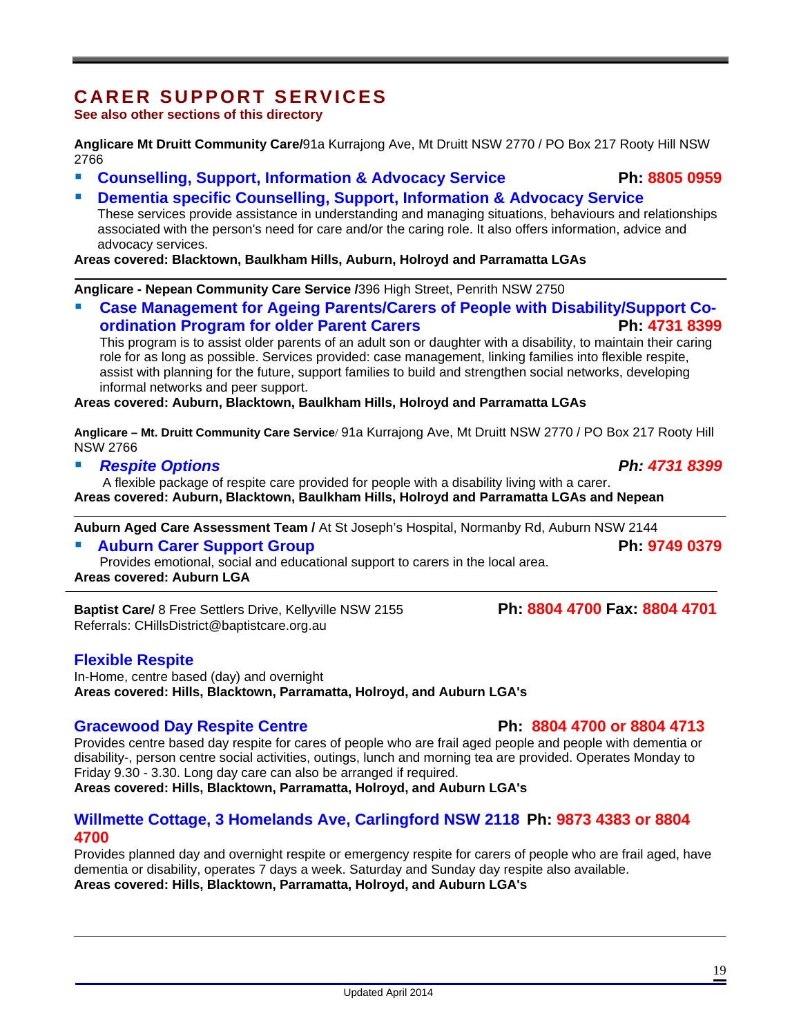# CARER SUPPORT SERVICES

**See also other sections of this directory**

**Anglicare Mt Druitt Community Care/**91a Kurrajong Ave, Mt Druitt NSW 2770 / PO Box 217 Rooty Hill NSW 2766

- **Counselling, Support, Information & Advocacy Service** **Ph: 8805 0959**
- **Dementia specific Counselling, Support, Information & Advocacy Service**
  These services provide assistance in understanding and managing situations, behaviours and relationships associated with the person's need for care and/or the caring role. It also offers information, advice and advocacy services.

**Areas covered: Blacktown, Baulkham Hills, Auburn, Holroyd and Parramatta LGAs**

---

**Anglicare - Nepean Community Care Service /**396 High Street, Penrith NSW 2750

- **Case Management for Ageing Parents/Carers of People with Disability/Support Co-ordination Program for older Parent Carers** **Ph: 4731 8399**
  This program is to assist older parents of an adult son or daughter with a disability, to maintain their caring role for as long as possible. Services provided: case management, linking families into flexible respite, assist with planning for the future, support families to build and strengthen social networks, developing informal networks and peer support.

**Areas covered: Auburn, Blacktown, Baulkham Hills, Holroyd and Parramatta LGAs**

**Anglicare – Mt. Druitt Community Care Service**/ 91a Kurrajong Ave, Mt Druitt NSW 2770 / PO Box 217 Rooty Hill NSW 2766

- ***Respite Options*** ***Ph: 4731 8399***
  A flexible package of respite care provided for people with a disability living with a carer.

**Areas covered: Auburn, Blacktown, Baulkham Hills, Holroyd and Parramatta LGAs and Nepean**

---

**Auburn Aged Care Assessment Team /** At St Joseph's Hospital, Normanby Rd, Auburn NSW 2144

- **Auburn Carer Support Group** **Ph: 9749 0379**
  Provides emotional, social and educational support to carers in the local area.

**Areas covered: Auburn LGA**

---

**Baptist Care/** 8 Free Settlers Drive, Kellyville NSW 2155 **Ph: 8804 4700 Fax: 8804 4701**
Referrals: CHillsDistrict@baptistcare.org.au

### Flexible Respite

In-Home, centre based (day) and overnight
**Areas covered: Hills, Blacktown, Parramatta, Holroyd, and Auburn LGA's**

### Gracewood Day Respite Centre **Ph: 8804 4700 or 8804 4713**

Provides centre based day respite for cares of people who are frail aged people and people with dementia or disability-, person centre social activities, outings, lunch and morning tea are provided. Operates Monday to Friday 9.30 - 3.30. Long day care can also be arranged if required.
**Areas covered: Hills, Blacktown, Parramatta, Holroyd, and Auburn LGA's**

### Willmette Cottage, 3 Homelands Ave, Carlingford NSW 2118 **Ph: 9873 4383 or 8804 4700**

Provides planned day and overnight respite or emergency respite for carers of people who are frail aged, have dementia or disability, operates 7 days a week. Saturday and Sunday day respite also available.
**Areas covered: Hills, Blacktown, Parramatta, Holroyd, and Auburn LGA's**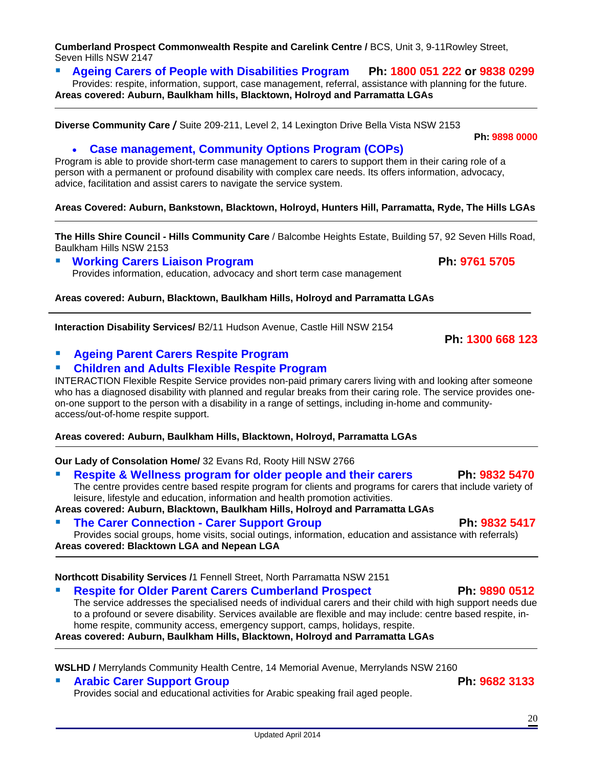**Cumberland Prospect Commonwealth Respite and Carelink Centre /** BCS, Unit 3, 9-11Rowley Street, Seven Hills NSW 2147

- **Ageing Carers of People with Disabilities Program** **Ph: 1800 051 222 or 9838 0299**
  Provides: respite, information, support, case management, referral, assistance with planning for the future.

**Areas covered: Auburn, Baulkham hills, Blacktown, Holroyd and Parramatta LGAs**

---

**Diverse Community Care /** Suite 209-211, Level 2, 14 Lexington Drive Bella Vista NSW 2153

**Ph: 9898 0000**

- **Case management, Community Options Program (COPs)**

Program is able to provide short-term case management to carers to support them in their caring role of a person with a permanent or profound disability with complex care needs. Its offers information, advocacy, advice, facilitation and assist carers to navigate the service system.

**Areas Covered: Auburn, Bankstown, Blacktown, Holroyd, Hunters Hill, Parramatta, Ryde, The Hills LGAs**

---

**The Hills Shire Council - Hills Community Care** / Balcombe Heights Estate, Building 57, 92 Seven Hills Road, Baulkham Hills NSW 2153

- **Working Carers Liaison Program** **Ph: 9761 5705**
  Provides information, education, advocacy and short term case management

**Areas covered: Auburn, Blacktown, Baulkham Hills, Holroyd and Parramatta LGAs**

---

**Interaction Disability Services/** B2/11 Hudson Avenue, Castle Hill NSW 2154

**Ph: 1300 668 123**

- **Ageing Parent Carers Respite Program**
- **Children and Adults Flexible Respite Program**

INTERACTION Flexible Respite Service provides non-paid primary carers living with and looking after someone who has a diagnosed disability with planned and regular breaks from their caring role. The service provides one-on-one support to the person with a disability in a range of settings, including in-home and community-access/out-of-home respite support.

**Areas covered: Auburn, Baulkham Hills, Blacktown, Holroyd, Parramatta LGAs**

---

**Our Lady of Consolation Home/** 32 Evans Rd, Rooty Hill NSW 2766

- **Respite & Wellness program for older people and their carers** **Ph: 9832 5470**
  The centre provides centre based respite program for clients and programs for carers that include variety of leisure, lifestyle and education, information and health promotion activities.

**Areas covered: Auburn, Blacktown, Baulkham Hills, Holroyd and Parramatta LGAs**

- **The Carer Connection - Carer Support Group** **Ph: 9832 5417**
  Provides social groups, home visits, social outings, information, education and assistance with referrals)

**Areas covered: Blacktown LGA and Nepean LGA**

---

**Northcott Disability Services /**1 Fennell Street, North Parramatta NSW 2151

- **Respite for Older Parent Carers Cumberland Prospect** **Ph: 9890 0512**
  The service addresses the specialised needs of individual carers and their child with high support needs due to a profound or severe disability. Services available are flexible and may include: centre based respite, in-home respite, community access, emergency support, camps, holidays, respite.

**Areas covered: Auburn, Baulkham Hills, Blacktown, Holroyd and Parramatta LGAs**

---

**WSLHD /** Merrylands Community Health Centre, 14 Memorial Avenue, Merrylands NSW 2160

- **Arabic Carer Support Group** **Ph: 9682 3133**
  Provides social and educational activities for Arabic speaking frail aged people.

Updated April 2014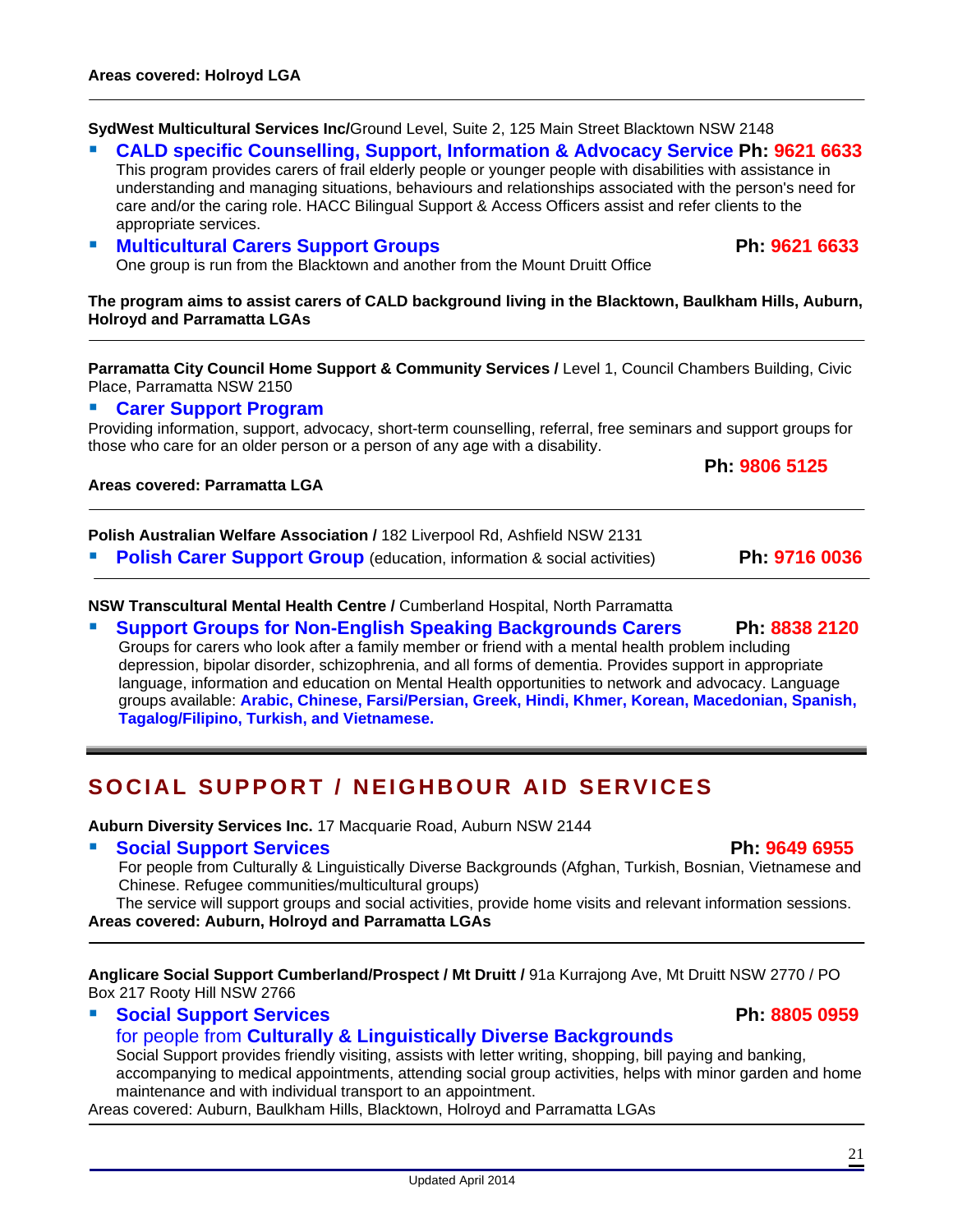**Areas covered: Holroyd LGA**

---

**SydWest Multicultural Services Inc/**Ground Level, Suite 2, 125 Main Street Blacktown NSW 2148

- **CALD specific Counselling, Support, Information & Advocacy Service** **Ph: 9621 6633**
  This program provides carers of frail elderly people or younger people with disabilities with assistance in understanding and managing situations, behaviours and relationships associated with the person's need for care and/or the caring role. HACC Bilingual Support & Access Officers assist and refer clients to the appropriate services.
- **Multicultural Carers Support Groups** **Ph: 9621 6633**
  One group is run from the Blacktown and another from the Mount Druitt Office

**The program aims to assist carers of CALD background living in the Blacktown, Baulkham Hills, Auburn, Holroyd and Parramatta LGAs**

---

**Parramatta City Council Home Support & Community Services /** Level 1, Council Chambers Building, Civic Place, Parramatta NSW 2150

- **Carer Support Program**

Providing information, support, advocacy, short-term counselling, referral, free seminars and support groups for those who care for an older person or a person of any age with a disability.

**Ph: 9806 5125**

**Areas covered: Parramatta LGA**

---

**Polish Australian Welfare Association /** 182 Liverpool Rd, Ashfield NSW 2131

- **Polish Carer Support Group** (education, information & social activities) **Ph: 9716 0036**

---

**NSW Transcultural Mental Health Centre /** Cumberland Hospital, North Parramatta

- **Support Groups for Non-English Speaking Backgrounds Carers** **Ph: 8838 2120**
  Groups for carers who look after a family member or friend with a mental health problem including depression, bipolar disorder, schizophrenia, and all forms of dementia. Provides support in appropriate language, information and education on Mental Health opportunities to network and advocacy. Language groups available: **Arabic, Chinese, Farsi/Persian, Greek, Hindi, Khmer, Korean, Macedonian, Spanish, Tagalog/Filipino, Turkish, and Vietnamese.**

---

## SOCIAL SUPPORT / NEIGHBOUR AID SERVICES

**Auburn Diversity Services Inc.** 17 Macquarie Road, Auburn NSW 2144

- **Social Support Services** **Ph: 9649 6955**
  For people from Culturally & Linguistically Diverse Backgrounds (Afghan, Turkish, Bosnian, Vietnamese and Chinese. Refugee communities/multicultural groups)
  The service will support groups and social activities, provide home visits and relevant information sessions.

**Areas covered: Auburn, Holroyd and Parramatta LGAs**

---

**Anglicare Social Support Cumberland/Prospect / Mt Druitt /** 91a Kurrajong Ave, Mt Druitt NSW 2770 / PO Box 217 Rooty Hill NSW 2766

- **Social Support Services** **Ph: 8805 0959**
  for people from **Culturally & Linguistically Diverse Backgrounds**
  Social Support provides friendly visiting, assists with letter writing, shopping, bill paying and banking, accompanying to medical appointments, attending social group activities, helps with minor garden and home maintenance and with individual transport to an appointment.

Areas covered: Auburn, Baulkham Hills, Blacktown, Holroyd and Parramatta LGAs

---

Updated April 2014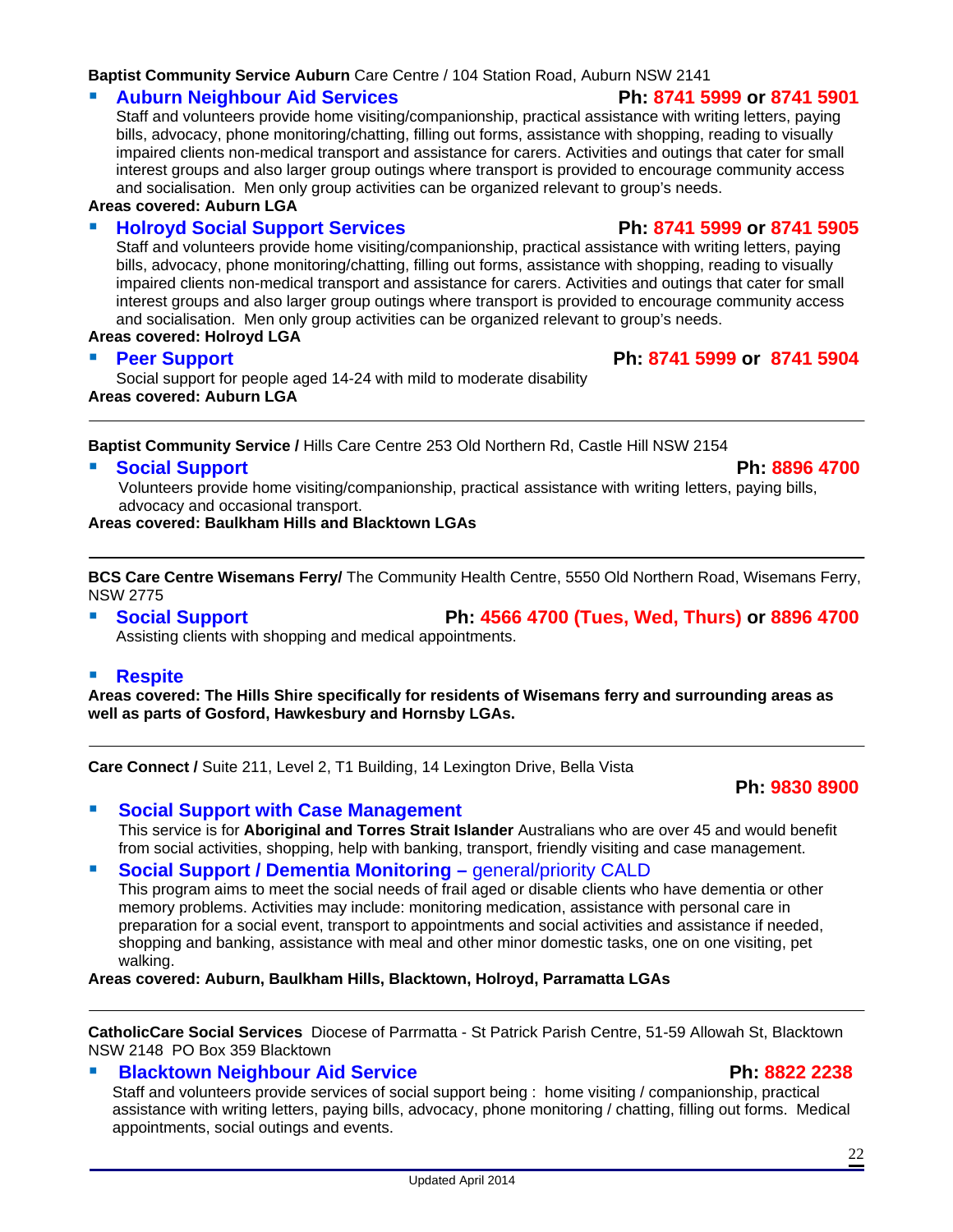**Baptist Community Service Auburn** Care Centre / 104 Station Road, Auburn NSW 2141

- **Auburn Neighbour Aid Services** **Ph: 8741 5999 or 8741 5901**
  Staff and volunteers provide home visiting/companionship, practical assistance with writing letters, paying bills, advocacy, phone monitoring/chatting, filling out forms, assistance with shopping, reading to visually impaired clients non-medical transport and assistance for carers. Activities and outings that cater for small interest groups and also larger group outings where transport is provided to encourage community access and socialisation. Men only group activities can be organized relevant to group's needs.

**Areas covered: Auburn LGA**

- **Holroyd Social Support Services** **Ph: 8741 5999 or 8741 5905**
  Staff and volunteers provide home visiting/companionship, practical assistance with writing letters, paying bills, advocacy, phone monitoring/chatting, filling out forms, assistance with shopping, reading to visually impaired clients non-medical transport and assistance for carers. Activities and outings that cater for small interest groups and also larger group outings where transport is provided to encourage community access and socialisation. Men only group activities can be organized relevant to group's needs.

**Areas covered: Holroyd LGA**

- **Peer Support** **Ph: 8741 5999 or 8741 5904**
  Social support for people aged 14-24 with mild to moderate disability

**Areas covered: Auburn LGA**

---

**Baptist Community Service /** Hills Care Centre 253 Old Northern Rd, Castle Hill NSW 2154

- **Social Support** **Ph: 8896 4700**
  Volunteers provide home visiting/companionship, practical assistance with writing letters, paying bills, advocacy and occasional transport.

**Areas covered: Baulkham Hills and Blacktown LGAs**

---

**BCS Care Centre Wisemans Ferry/** The Community Health Centre, 5550 Old Northern Road, Wisemans Ferry, NSW 2775

- **Social Support** **Ph: 4566 4700 (Tues, Wed, Thurs) or 8896 4700**
  Assisting clients with shopping and medical appointments.

- **Respite**

**Areas covered: The Hills Shire specifically for residents of Wisemans ferry and surrounding areas as well as parts of Gosford, Hawkesbury and Hornsby LGAs.**

---

**Care Connect /** Suite 211, Level 2, T1 Building, 14 Lexington Drive, Bella Vista

**Ph: 9830 8900**

- **Social Support with Case Management**
  This service is for **Aboriginal and Torres Strait Islander** Australians who are over 45 and would benefit from social activities, shopping, help with banking, transport, friendly visiting and case management.
- **Social Support / Dementia Monitoring –** general/priority CALD
  This program aims to meet the social needs of frail aged or disable clients who have dementia or other memory problems. Activities may include: monitoring medication, assistance with personal care in preparation for a social event, transport to appointments and social activities and assistance if needed, shopping and banking, assistance with meal and other minor domestic tasks, one on one visiting, pet walking.

**Areas covered: Auburn, Baulkham Hills, Blacktown, Holroyd, Parramatta LGAs**

---

**CatholicCare Social Services** Diocese of Parrmatta - St Patrick Parish Centre, 51-59 Allowah St, Blacktown NSW 2148 PO Box 359 Blacktown

- **Blacktown Neighbour Aid Service** **Ph: 8822 2238**
  Staff and volunteers provide services of social support being : home visiting / companionship, practical assistance with writing letters, paying bills, advocacy, phone monitoring / chatting, filling out forms. Medical appointments, social outings and events.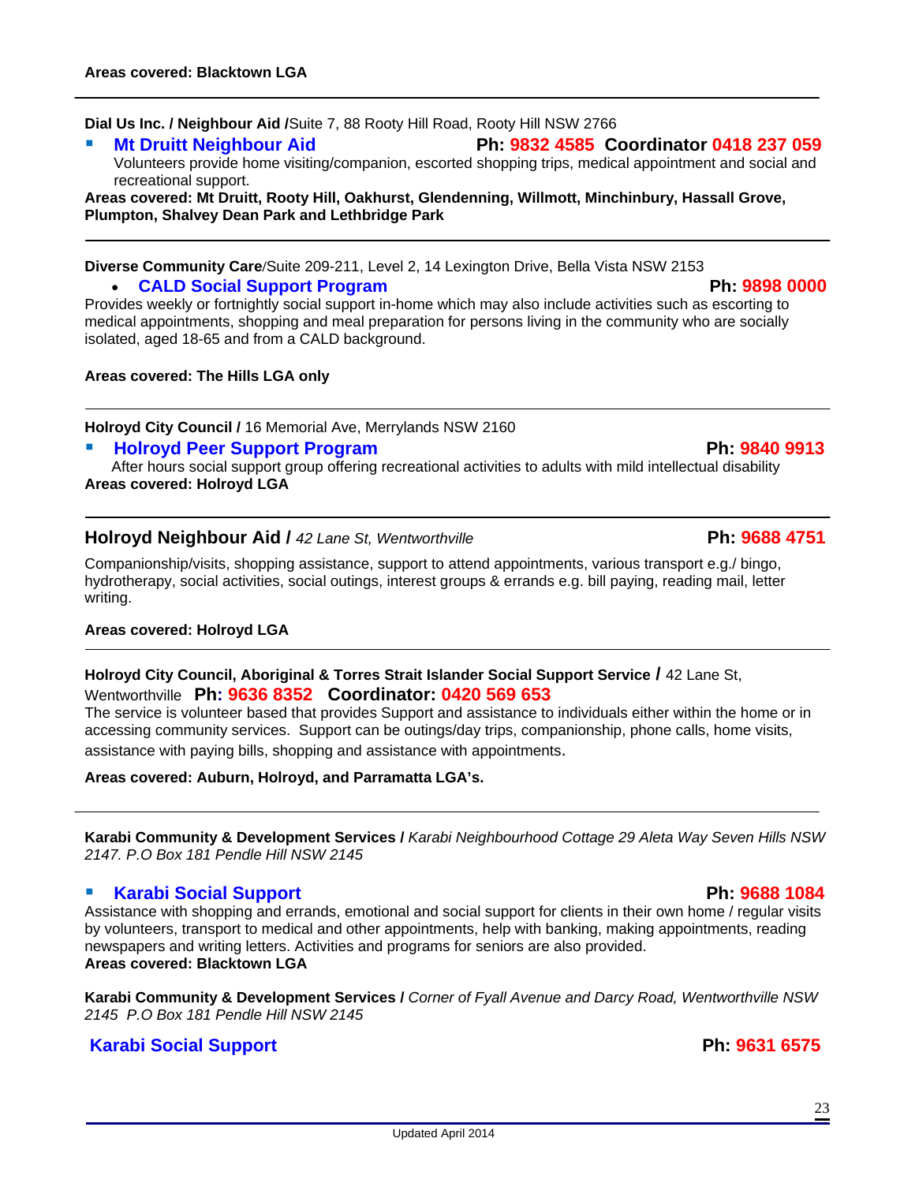**Areas covered: Blacktown LGA**

---

**Dial Us Inc. / Neighbour Aid /**Suite 7, 88 Rooty Hill Road, Rooty Hill NSW 2766

- **Mt Druitt Neighbour Aid** **Ph: 9832 4585 Coordinator 0418 237 059**
  Volunteers provide home visiting/companion, escorted shopping trips, medical appointment and social and recreational support.

**Areas covered: Mt Druitt, Rooty Hill, Oakhurst, Glendenning, Willmott, Minchinbury, Hassall Grove, Plumpton, Shalvey Dean Park and Lethbridge Park**

---

**Diverse Community Care**/Suite 209-211, Level 2, 14 Lexington Drive, Bella Vista NSW 2153

- **CALD Social Support Program** **Ph: 9898 0000**

Provides weekly or fortnightly social support in-home which may also include activities such as escorting to medical appointments, shopping and meal preparation for persons living in the community who are socially isolated, aged 18-65 and from a CALD background.

**Areas covered: The Hills LGA only**

---

**Holroyd City Council /** 16 Memorial Ave, Merrylands NSW 2160

- **Holroyd Peer Support Program** **Ph: 9840 9913**
  After hours social support group offering recreational activities to adults with mild intellectual disability

**Areas covered: Holroyd LGA**

---

**Holroyd Neighbour Aid /** *42 Lane St, Wentworthville* **Ph: 9688 4751**

Companionship/visits, shopping assistance, support to attend appointments, various transport e.g./ bingo, hydrotherapy, social activities, social outings, interest groups & errands e.g. bill paying, reading mail, letter writing.

**Areas covered: Holroyd LGA**

---

**Holroyd City Council, Aboriginal & Torres Strait Islander Social Support Service /** 42 Lane St, Wentworthville **Ph: 9636 8352 Coordinator: 0420 569 653**

The service is volunteer based that provides Support and assistance to individuals either within the home or in accessing community services. Support can be outings/day trips, companionship, phone calls, home visits, assistance with paying bills, shopping and assistance with appointments.

**Areas covered: Auburn, Holroyd, and Parramatta LGA's.**

---

**Karabi Community & Development Services /** *Karabi Neighbourhood Cottage 29 Aleta Way Seven Hills NSW 2147. P.O Box 181 Pendle Hill NSW 2145*

- **Karabi Social Support** **Ph: 9688 1084**

Assistance with shopping and errands, emotional and social support for clients in their own home / regular visits by volunteers, transport to medical and other appointments, help with banking, making appointments, reading newspapers and writing letters. Activities and programs for seniors are also provided.

**Areas covered: Blacktown LGA**

**Karabi Community & Development Services /** *Corner of Fyall Avenue and Darcy Road, Wentworthville NSW 2145 P.O Box 181 Pendle Hill NSW 2145*

**Karabi Social Support** **Ph: 9631 6575**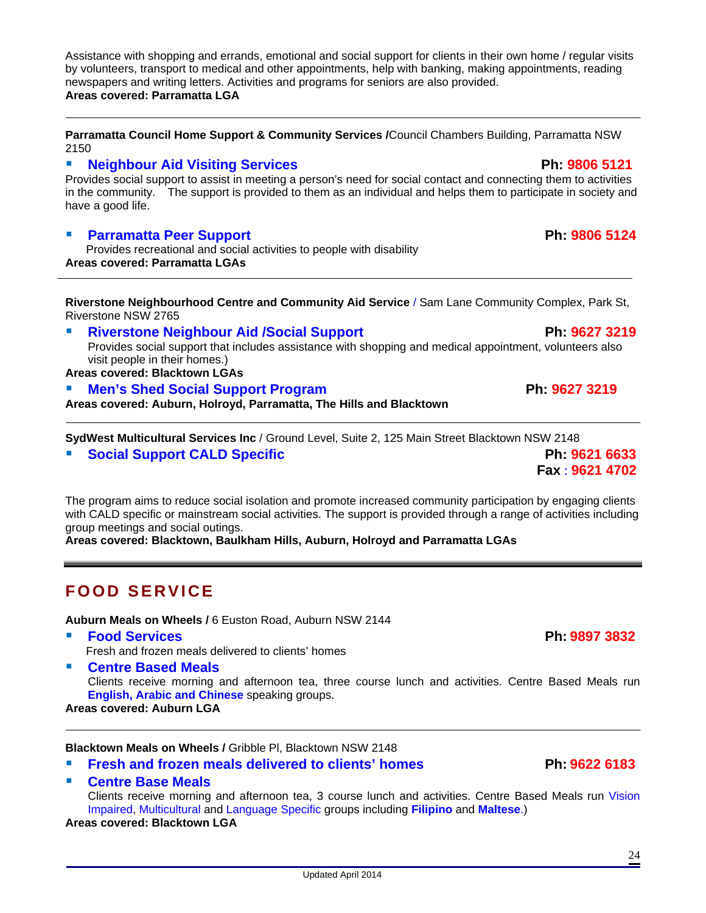Assistance with shopping and errands, emotional and social support for clients in their own home / regular visits by volunteers, transport to medical and other appointments, help with banking, making appointments, reading newspapers and writing letters. Activities and programs for seniors are also provided.
**Areas covered: Parramatta LGA**

---

**Parramatta Council Home Support & Community Services /**Council Chambers Building, Parramatta NSW 2150

- **Neighbour Aid Visiting Services** — **Ph: 9806 5121**

Provides social support to assist in meeting a person's need for social contact and connecting them to activities in the community. The support is provided to them as an individual and helps them to participate in society and have a good life.

- **Parramatta Peer Support** — **Ph: 9806 5124**

  Provides recreational and social activities to people with disability

**Areas covered: Parramatta LGAs**

---

**Riverstone Neighbourhood Centre and Community Aid Service** / Sam Lane Community Complex, Park St, Riverstone NSW 2765

- **Riverstone Neighbour Aid /Social Support** — **Ph: 9627 3219**

  Provides social support that includes assistance with shopping and medical appointment, volunteers also visit people in their homes.)

**Areas covered: Blacktown LGAs**

- **Men's Shed Social Support Program** — **Ph: 9627 3219**

**Areas covered: Auburn, Holroyd, Parramatta, The Hills and Blacktown**

---

**SydWest Multicultural Services Inc** / Ground Level, Suite 2, 125 Main Street Blacktown NSW 2148

- **Social Support CALD Specific** — **Ph: 9621 6633** **Fax : 9621 4702**

The program aims to reduce social isolation and promote increased community participation by engaging clients with CALD specific or mainstream social activities. The support is provided through a range of activities including group meetings and social outings.
**Areas covered: Blacktown, Baulkham Hills, Auburn, Holroyd and Parramatta LGAs**

---

## FOOD SERVICE

**Auburn Meals on Wheels /** 6 Euston Road, Auburn NSW 2144

- **Food Services** — **Ph: 9897 3832**

  Fresh and frozen meals delivered to clients' homes

- **Centre Based Meals**

  Clients receive morning and afternoon tea, three course lunch and activities. Centre Based Meals run **English, Arabic and Chinese** speaking groups.

**Areas covered: Auburn LGA**

---

**Blacktown Meals on Wheels /** Gribble Pl, Blacktown NSW 2148

- **Fresh and frozen meals delivered to clients' homes** — **Ph: 9622 6183**
- **Centre Base Meals**

  Clients receive morning and afternoon tea, 3 course lunch and activities. Centre Based Meals run Vision Impaired, Multicultural and Language Specific groups including **Filipino** and **Maltese**.)

**Areas covered: Blacktown LGA**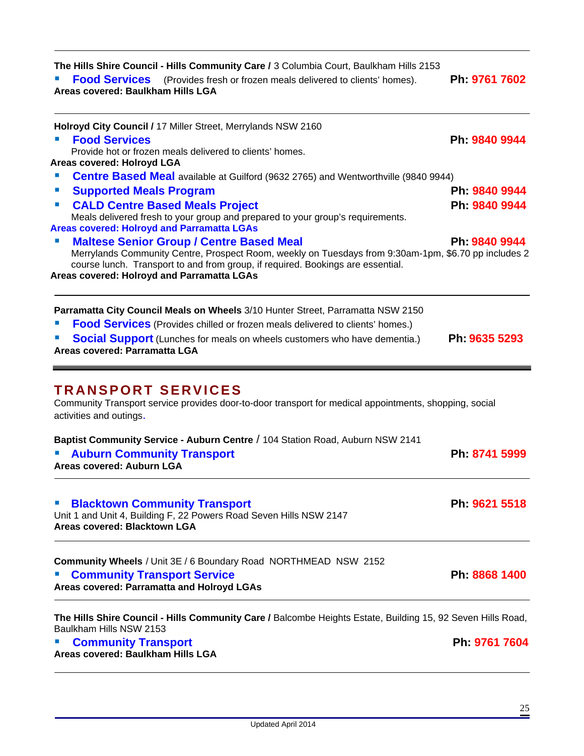---

**The Hills Shire Council - Hills Community Care /** 3 Columbia Court, Baulkham Hills 2153

- **Food Services** (Provides fresh or frozen meals delivered to clients' homes). **Ph: 9761 7602**

**Areas covered: Baulkham Hills LGA**

---

**Holroyd City Council /** 17 Miller Street, Merrylands NSW 2160

- **Food Services** **Ph: 9840 9944**
  Provide hot or frozen meals delivered to clients' homes.

**Areas covered: Holroyd LGA**

- **Centre Based Meal** available at Guilford (9632 2765) and Wentworthville (9840 9944)
- **Supported Meals Program** **Ph: 9840 9944**
- **CALD Centre Based Meals Project** **Ph: 9840 9944**
  Meals delivered fresh to your group and prepared to your group's requirements.

**Areas covered: Holroyd and Parramatta LGAs**

- **Maltese Senior Group / Centre Based Meal** **Ph: 9840 9944**
  Merrylands Community Centre, Prospect Room, weekly on Tuesdays from 9:30am-1pm, $6.70 pp includes 2 course lunch. Transport to and from group, if required. Bookings are essential.

**Areas covered: Holroyd and Parramatta LGAs**

---

**Parramatta City Council Meals on Wheels** 3/10 Hunter Street, Parramatta NSW 2150

- **Food Services** (Provides chilled or frozen meals delivered to clients' homes.)
- **Social Support** (Lunches for meals on wheels customers who have dementia.) **Ph: 9635 5293**

**Areas covered: Parramatta LGA**

---

## TRANSPORT SERVICES

Community Transport service provides door-to-door transport for medical appointments, shopping, social activities and outings.

**Baptist Community Service - Auburn Centre** / 104 Station Road, Auburn NSW 2141

- **Auburn Community Transport** **Ph: 8741 5999**

**Areas covered: Auburn LGA**

---

- **Blacktown Community Transport** **Ph: 9621 5518**

Unit 1 and Unit 4, Building F, 22 Powers Road Seven Hills NSW 2147

**Areas covered: Blacktown LGA**

---

**Community Wheels** / Unit 3E / 6 Boundary Road NORTHMEAD NSW 2152

- **Community Transport Service** **Ph: 8868 1400**

**Areas covered: Parramatta and Holroyd LGAs**

---

**The Hills Shire Council - Hills Community Care /** Balcombe Heights Estate, Building 15, 92 Seven Hills Road, Baulkham Hills NSW 2153

- **Community Transport** **Ph: 9761 7604**

**Areas covered: Baulkham Hills LGA**

---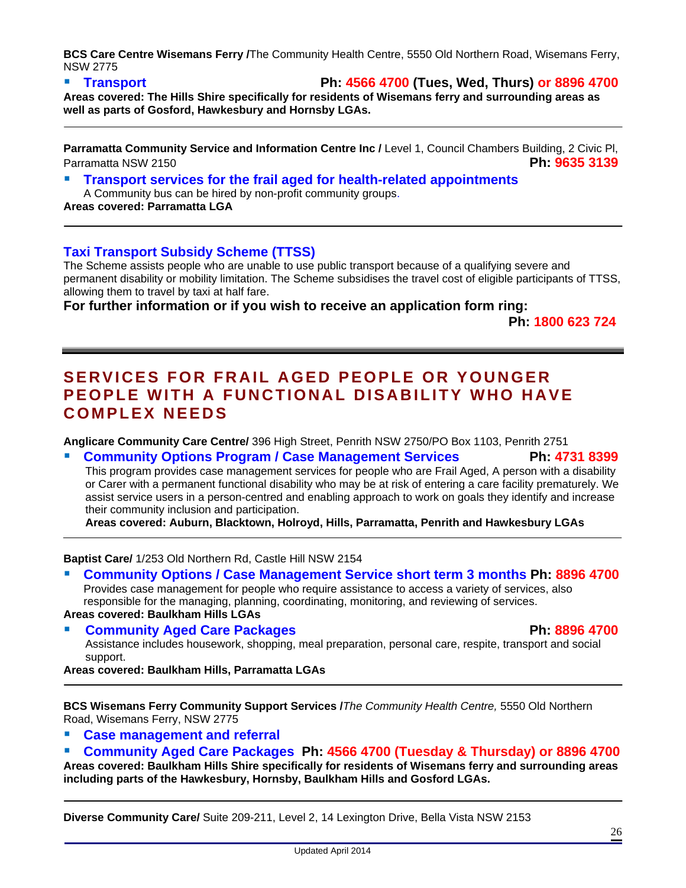**BCS Care Centre Wisemans Ferry /**The Community Health Centre, 5550 Old Northern Road, Wisemans Ferry, NSW 2775

- **Transport** **Ph: 4566 4700 (Tues, Wed, Thurs) or 8896 4700**

**Areas covered: The Hills Shire specifically for residents of Wisemans ferry and surrounding areas as well as parts of Gosford, Hawkesbury and Hornsby LGAs.**

---

**Parramatta Community Service and Information Centre Inc /** Level 1, Council Chambers Building, 2 Civic Pl, Parramatta NSW 2150 **Ph: 9635 3139**

- **Transport services for the frail aged for health-related appointments**
  A Community bus can be hired by non-profit community groups.

**Areas covered: Parramatta LGA**

---

### Taxi Transport Subsidy Scheme (TTSS)

The Scheme assists people who are unable to use public transport because of a qualifying severe and permanent disability or mobility limitation. The Scheme subsidises the travel cost of eligible participants of TTSS, allowing them to travel by taxi at half fare.

**For further information or if you wish to receive an application form ring:**

**Ph: 1800 623 724**

---

## SERVICES FOR FRAIL AGED PEOPLE OR YOUNGER PEOPLE WITH A FUNCTIONAL DISABILITY WHO HAVE COMPLEX NEEDS

**Anglicare Community Care Centre/** 396 High Street, Penrith NSW 2750/PO Box 1103, Penrith 2751

- **Community Options Program / Case Management Services** **Ph: 4731 8399**
  This program provides case management services for people who are Frail Aged, A person with a disability or Carer with a permanent functional disability who may be at risk of entering a care facility prematurely. We assist service users in a person-centred and enabling approach to work on goals they identify and increase their community inclusion and participation.
  **Areas covered: Auburn, Blacktown, Holroyd, Hills, Parramatta, Penrith and Hawkesbury LGAs**

---

**Baptist Care/** 1/253 Old Northern Rd, Castle Hill NSW 2154

- **Community Options / Case Management Service short term 3 months** **Ph: 8896 4700**
  Provides case management for people who require assistance to access a variety of services, also responsible for the managing, planning, coordinating, monitoring, and reviewing of services.

**Areas covered: Baulkham Hills LGAs**

- **Community Aged Care Packages** **Ph: 8896 4700**
  Assistance includes housework, shopping, meal preparation, personal care, respite, transport and social support.

**Areas covered: Baulkham Hills, Parramatta LGAs**

---

**BCS Wisemans Ferry Community Support Services /***The Community Health Centre,* 5550 Old Northern Road, Wisemans Ferry, NSW 2775

- **Case management and referral**
- **Community Aged Care Packages** **Ph: 4566 4700 (Tuesday & Thursday) or 8896 4700**

**Areas covered: Baulkham Hills Shire specifically for residents of Wisemans ferry and surrounding areas including parts of the Hawkesbury, Hornsby, Baulkham Hills and Gosford LGAs.**

---

**Diverse Community Care/** Suite 209-211, Level 2, 14 Lexington Drive, Bella Vista NSW 2153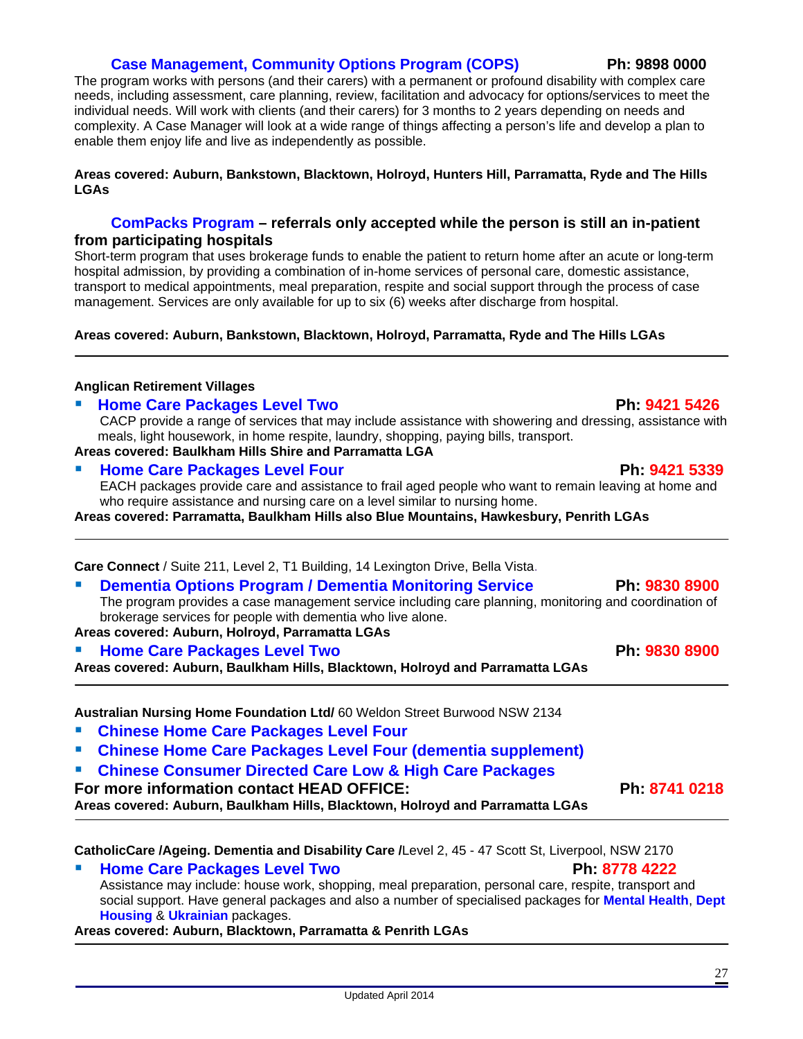### Case Management, Community Options Program (COPS) Ph: 9898 0000

The program works with persons (and their carers) with a permanent or profound disability with complex care needs, including assessment, care planning, review, facilitation and advocacy for options/services to meet the individual needs. Will work with clients (and their carers) for 3 months to 2 years depending on needs and complexity. A Case Manager will look at a wide range of things affecting a person's life and develop a plan to enable them enjoy life and live as independently as possible.

**Areas covered: Auburn, Bankstown, Blacktown, Holroyd, Hunters Hill, Parramatta, Ryde and The Hills LGAs**

### ComPacks Program – referrals only accepted while the person is still an in-patient from participating hospitals

Short-term program that uses brokerage funds to enable the patient to return home after an acute or long-term hospital admission, by providing a combination of in-home services of personal care, domestic assistance, transport to medical appointments, meal preparation, respite and social support through the process of case management. Services are only available for up to six (6) weeks after discharge from hospital.

**Areas covered: Auburn, Bankstown, Blacktown, Holroyd, Parramatta, Ryde and The Hills LGAs**

---

**Anglican Retirement Villages**

- **Home Care Packages Level Two** **Ph: 9421 5426**
  CACP provide a range of services that may include assistance with showering and dressing, assistance with meals, light housework, in home respite, laundry, shopping, paying bills, transport.

**Areas covered: Baulkham Hills Shire and Parramatta LGA**

- **Home Care Packages Level Four** **Ph: 9421 5339**
  EACH packages provide care and assistance to frail aged people who want to remain leaving at home and who require assistance and nursing care on a level similar to nursing home.

**Areas covered: Parramatta, Baulkham Hills also Blue Mountains, Hawkesbury, Penrith LGAs**

---

**Care Connect** / Suite 211, Level 2, T1 Building, 14 Lexington Drive, Bella Vista.

- **Dementia Options Program / Dementia Monitoring Service** **Ph: 9830 8900**
  The program provides a case management service including care planning, monitoring and coordination of brokerage services for people with dementia who live alone.

**Areas covered: Auburn, Holroyd, Parramatta LGAs**

- **Home Care Packages Level Two** **Ph: 9830 8900**

**Areas covered: Auburn, Baulkham Hills, Blacktown, Holroyd and Parramatta LGAs**

---

**Australian Nursing Home Foundation Ltd/** 60 Weldon Street Burwood NSW 2134

- **Chinese Home Care Packages Level Four**
- **Chinese Home Care Packages Level Four (dementia supplement)**
- **Chinese Consumer Directed Care Low & High Care Packages**

**For more information contact HEAD OFFICE:** **Ph: 8741 0218**

**Areas covered: Auburn, Baulkham Hills, Blacktown, Holroyd and Parramatta LGAs**

---

**CatholicCare /Ageing. Dementia and Disability Care /**Level 2, 45 - 47 Scott St, Liverpool, NSW 2170

- **Home Care Packages Level Two** **Ph: 8778 4222**
  Assistance may include: house work, shopping, meal preparation, personal care, respite, transport and social support. Have general packages and also a number of specialised packages for **Mental Health**, **Dept Housing** & **Ukrainian** packages.

**Areas covered: Auburn, Blacktown, Parramatta & Penrith LGAs**

---

Updated April 2014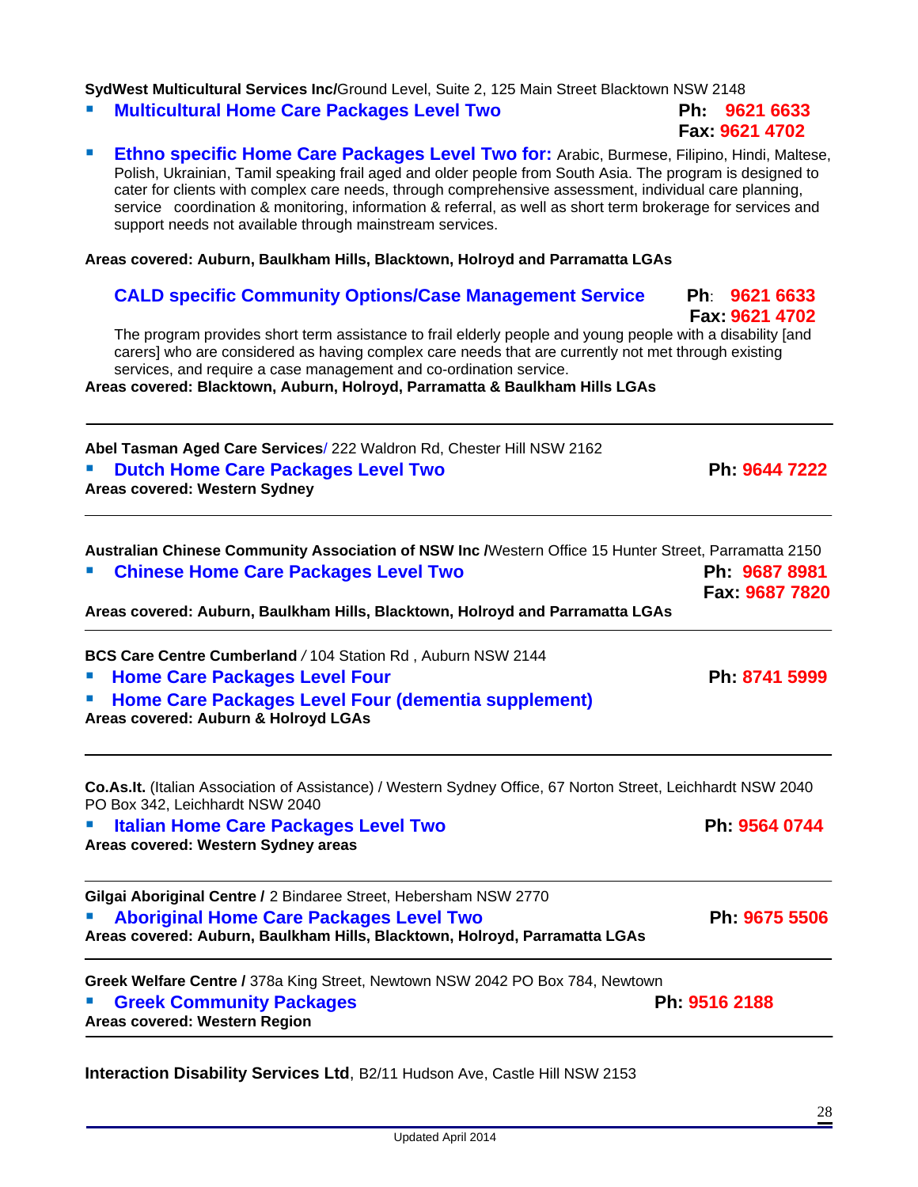**SydWest Multicultural Services Inc/**Ground Level, Suite 2, 125 Main Street Blacktown NSW 2148

- **Multicultural Home Care Packages Level Two** — **Ph: 9621 6633** **Fax: 9621 4702**
- **Ethno specific Home Care Packages Level Two for:** Arabic, Burmese, Filipino, Hindi, Maltese, Polish, Ukrainian, Tamil speaking frail aged and older people from South Asia. The program is designed to cater for clients with complex care needs, through comprehensive assessment, individual care planning, service coordination & monitoring, information & referral, as well as short term brokerage for services and support needs not available through mainstream services.

**Areas covered: Auburn, Baulkham Hills, Blacktown, Holroyd and Parramatta LGAs**

**CALD specific Community Options/Case Management Service** — **Ph: 9621 6633** **Fax: 9621 4702**

The program provides short term assistance to frail elderly people and young people with a disability [and carers] who are considered as having complex care needs that are currently not met through existing services, and require a case management and co-ordination service.

**Areas covered: Blacktown, Auburn, Holroyd, Parramatta & Baulkham Hills LGAs**

---

**Abel Tasman Aged Care Services**/ 222 Waldron Rd, Chester Hill NSW 2162

- **Dutch Home Care Packages Level Two** — **Ph: 9644 7222**

**Areas covered: Western Sydney**

---

**Australian Chinese Community Association of NSW Inc /**Western Office 15 Hunter Street, Parramatta 2150

- **Chinese Home Care Packages Level Two** — **Ph: 9687 8981** **Fax: 9687 7820**

**Areas covered: Auburn, Baulkham Hills, Blacktown, Holroyd and Parramatta LGAs**

---

**BCS Care Centre Cumberland** / 104 Station Rd , Auburn NSW 2144

- **Home Care Packages Level Four** — **Ph: 8741 5999**
- **Home Care Packages Level Four (dementia supplement)**

**Areas covered: Auburn & Holroyd LGAs**

---

**Co.As.It.** (Italian Association of Assistance) / Western Sydney Office, 67 Norton Street, Leichhardt NSW 2040 PO Box 342, Leichhardt NSW 2040

- **Italian Home Care Packages Level Two** — **Ph: 9564 0744**

**Areas covered: Western Sydney areas**

---

**Gilgai Aboriginal Centre /** 2 Bindaree Street, Hebersham NSW 2770

- **Aboriginal Home Care Packages Level Two** — **Ph: 9675 5506**

**Areas covered: Auburn, Baulkham Hills, Blacktown, Holroyd, Parramatta LGAs**

---

**Greek Welfare Centre /** 378a King Street, Newtown NSW 2042 PO Box 784, Newtown

- **Greek Community Packages** — **Ph: 9516 2188**

**Areas covered: Western Region**

---

**Interaction Disability Services Ltd**, B2/11 Hudson Ave, Castle Hill NSW 2153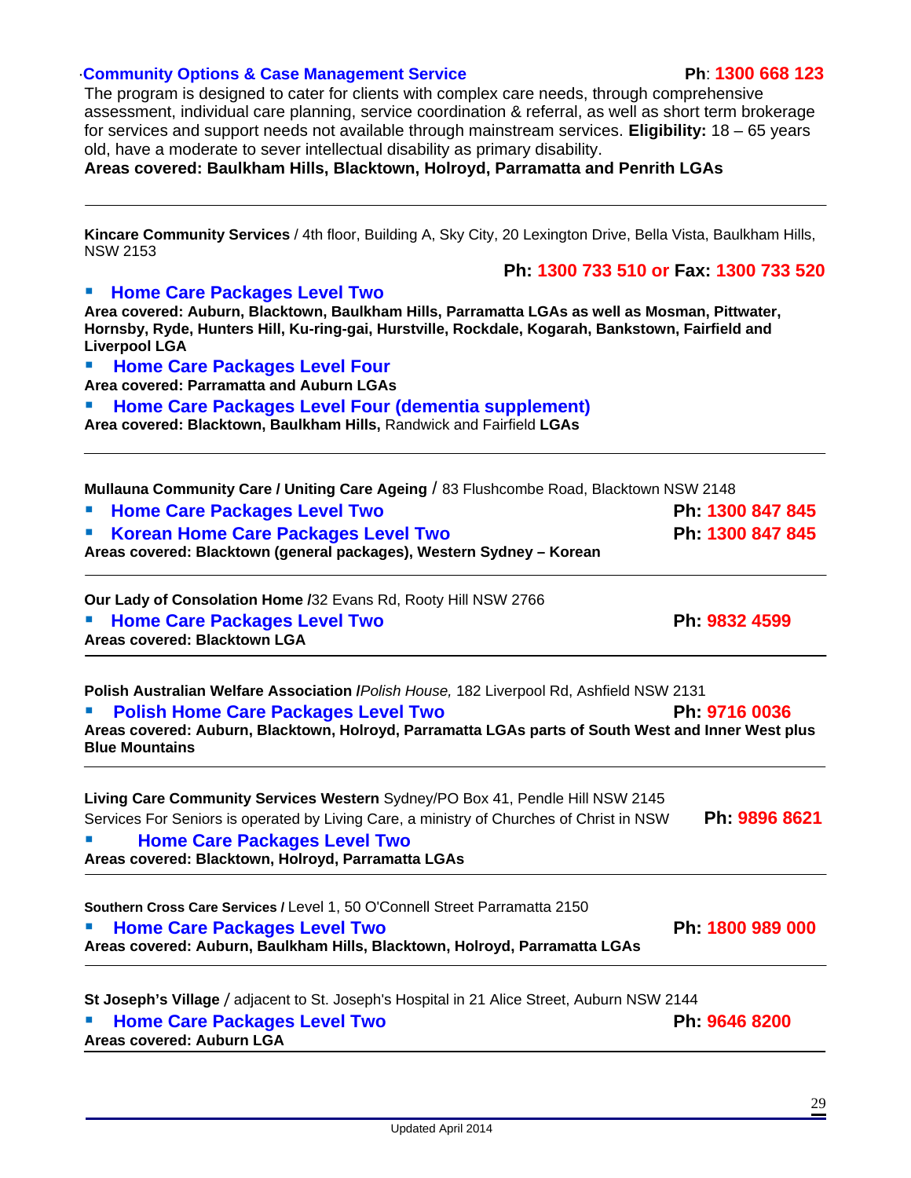**Community Options & Case Management Service** **Ph**: 1300 668 123

The program is designed to cater for clients with complex care needs, through comprehensive assessment, individual care planning, service coordination & referral, as well as short term brokerage for services and support needs not available through mainstream services. **Eligibility:** 18 – 65 years old, have a moderate to sever intellectual disability as primary disability.

**Areas covered: Baulkham Hills, Blacktown, Holroyd, Parramatta and Penrith LGAs**

---

**Kincare Community Services** / 4th floor, Building A, Sky City, 20 Lexington Drive, Bella Vista, Baulkham Hills, NSW 2153

**Ph: 1300 733 510 or Fax: 1300 733 520**

- **Home Care Packages Level Two**

**Area covered: Auburn, Blacktown, Baulkham Hills, Parramatta LGAs as well as Mosman, Pittwater, Hornsby, Ryde, Hunters Hill, Ku-ring-gai, Hurstville, Rockdale, Kogarah, Bankstown, Fairfield and Liverpool LGA**

- **Home Care Packages Level Four**

**Area covered: Parramatta and Auburn LGAs**

- **Home Care Packages Level Four (dementia supplement)**

**Area covered: Blacktown, Baulkham Hills,** Randwick and Fairfield **LGAs**

---

**Mullauna Community Care / Uniting Care Ageing** / 83 Flushcombe Road, Blacktown NSW 2148

- **Home Care Packages Level Two** **Ph: 1300 847 845**
- **Korean Home Care Packages Level Two** **Ph: 1300 847 845**

**Areas covered: Blacktown (general packages), Western Sydney – Korean**

---

**Our Lady of Consolation Home /**32 Evans Rd, Rooty Hill NSW 2766

- **Home Care Packages Level Two** **Ph: 9832 4599**

**Areas covered: Blacktown LGA**

---

**Polish Australian Welfare Association /***Polish House,* 182 Liverpool Rd, Ashfield NSW 2131

- **Polish Home Care Packages Level Two** **Ph: 9716 0036**

**Areas covered: Auburn, Blacktown, Holroyd, Parramatta LGAs parts of South West and Inner West plus Blue Mountains**

---

**Living Care Community Services Western** Sydney/PO Box 41, Pendle Hill NSW 2145

Services For Seniors is operated by Living Care, a ministry of Churches of Christ in NSW **Ph: 9896 8621**

- **Home Care Packages Level Two**

**Areas covered: Blacktown, Holroyd, Parramatta LGAs**

---

**Southern Cross Care Services /** Level 1, 50 O'Connell Street Parramatta 2150

- **Home Care Packages Level Two** **Ph: 1800 989 000**

**Areas covered: Auburn, Baulkham Hills, Blacktown, Holroyd, Parramatta LGAs**

---

**St Joseph's Village** / adjacent to St. Joseph's Hospital in 21 Alice Street, Auburn NSW 2144

- **Home Care Packages Level Two** **Ph: 9646 8200**

**Areas covered: Auburn LGA**

---

Updated April 2014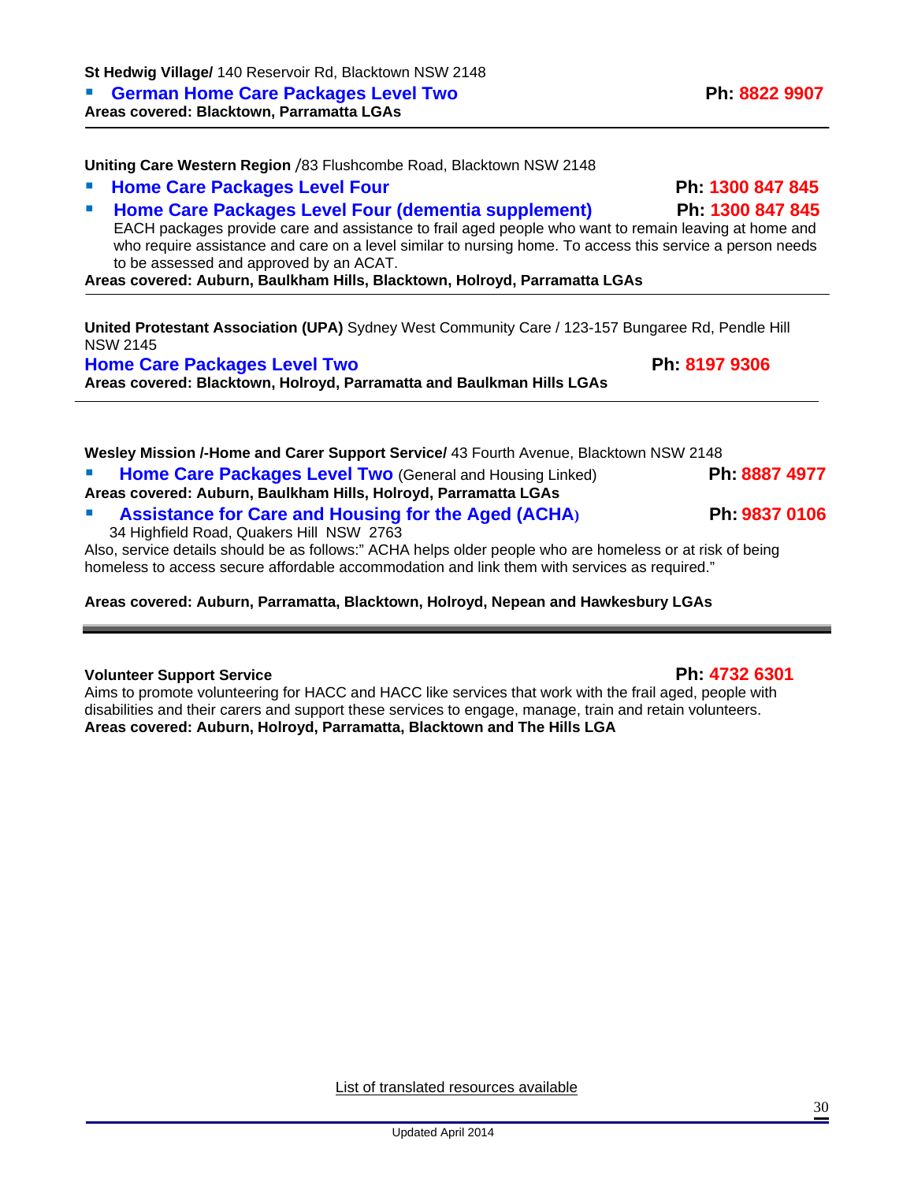**St Hedwig Village/** 140 Reservoir Rd, Blacktown NSW 2148

- **German Home Care Packages Level Two** **Ph: 8822 9907**

**Areas covered: Blacktown, Parramatta LGAs**

---

**Uniting Care Western Region** /83 Flushcombe Road, Blacktown NSW 2148

- **Home Care Packages Level Four** **Ph: 1300 847 845**
- **Home Care Packages Level Four (dementia supplement)** **Ph: 1300 847 845**

  EACH packages provide care and assistance to frail aged people who want to remain leaving at home and who require assistance and care on a level similar to nursing home. To access this service a person needs to be assessed and approved by an ACAT.

**Areas covered: Auburn, Baulkham Hills, Blacktown, Holroyd, Parramatta LGAs**

---

**United Protestant Association (UPA)** Sydney West Community Care / 123-157 Bungaree Rd, Pendle Hill NSW 2145

**Home Care Packages Level Two** **Ph: 8197 9306**

**Areas covered: Blacktown, Holroyd, Parramatta and Baulkman Hills LGAs**

---

**Wesley Mission /-Home and Carer Support Service/** 43 Fourth Avenue, Blacktown NSW 2148

- **Home Care Packages Level Two** (General and Housing Linked) **Ph: 8887 4977**

**Areas covered: Auburn, Baulkham Hills, Holroyd, Parramatta LGAs**

- **Assistance for Care and Housing for the Aged (ACHA)** **Ph: 9837 0106**

  34 Highfield Road, Quakers Hill NSW 2763

Also, service details should be as follows:" ACHA helps older people who are homeless or at risk of being homeless to access secure affordable accommodation and link them with services as required."

**Areas covered: Auburn, Parramatta, Blacktown, Holroyd, Nepean and Hawkesbury LGAs**

---

**Volunteer Support Service** **Ph: 4732 6301**

Aims to promote volunteering for HACC and HACC like services that work with the frail aged, people with disabilities and their carers and support these services to engage, manage, train and retain volunteers.

**Areas covered: Auburn, Holroyd, Parramatta, Blacktown and The Hills LGA**

List of translated resources available

Updated April 2014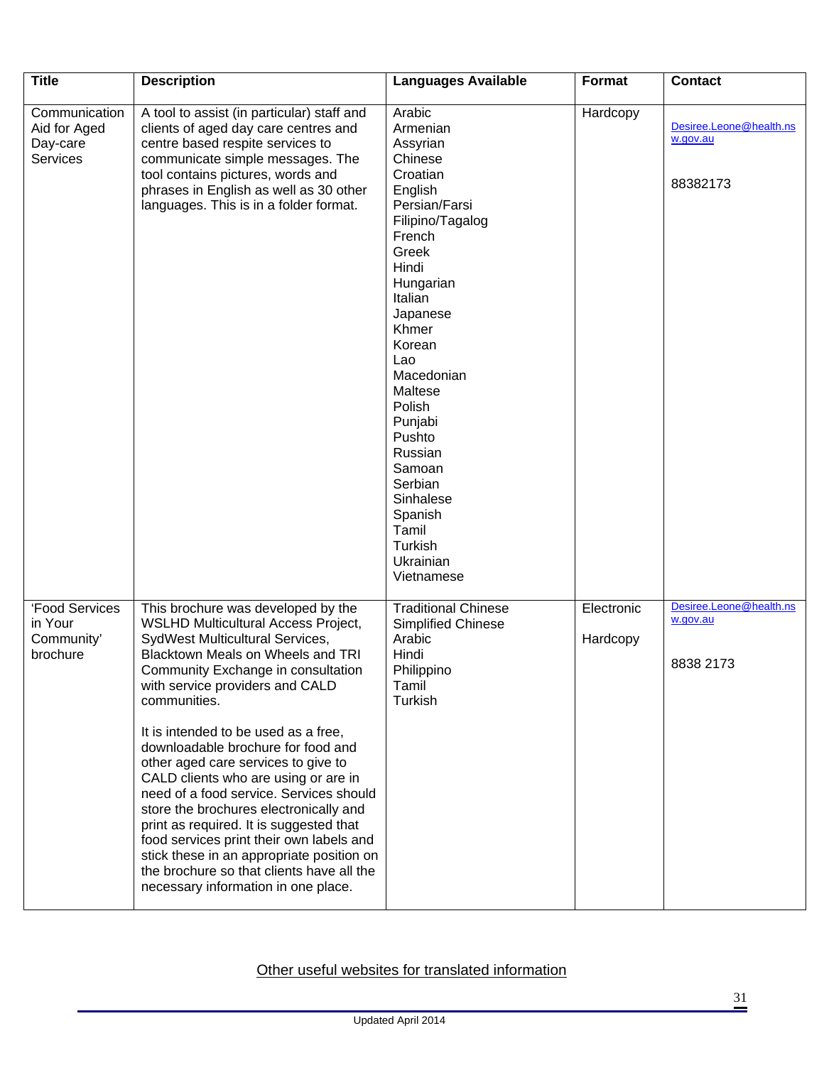| Title | Description | Languages Available | Format | Contact |
|---|---|---|---|---|
| Communication Aid for Aged Day-care Services | A tool to assist (in particular) staff and clients of aged day care centres and centre based respite services to communicate simple messages. The tool contains pictures, words and phrases in English as well as 30 other languages. This is in a folder format. | Arabic<br>Armenian<br>Assyrian<br>Chinese<br>Croatian<br>English<br>Persian/Farsi<br>Filipino/Tagalog<br>French<br>Greek<br>Hindi<br>Hungarian<br>Italian<br>Japanese<br>Khmer<br>Korean<br>Lao<br>Macedonian<br>Maltese<br>Polish<br>Punjabi<br>Pushto<br>Russian<br>Samoan<br>Serbian<br>Sinhalese<br>Spanish<br>Tamil<br>Turkish<br>Ukrainian<br>Vietnamese | Hardcopy | Desiree.Leone@health.nsw.gov.au<br><br>88382173 |
| 'Food Services in Your Community' brochure | This brochure was developed by the WSLHD Multicultural Access Project, SydWest Multicultural Services, Blacktown Meals on Wheels and TRI Community Exchange in consultation with service providers and CALD communities.<br><br>It is intended to be used as a free, downloadable brochure for food and other aged care services to give to CALD clients who are using or are in need of a food service. Services should store the brochures electronically and print as required. It is suggested that food services print their own labels and stick these in an appropriate position on the brochure so that clients have all the necessary information in one place. | Traditional Chinese<br>Simplified Chinese<br>Arabic<br>Hindi<br>Philippino<br>Tamil<br>Turkish | Electronic<br><br>Hardcopy | Desiree.Leone@health.nsw.gov.au<br><br>8838 2173 |

Other useful websites for translated information

Updated April 2014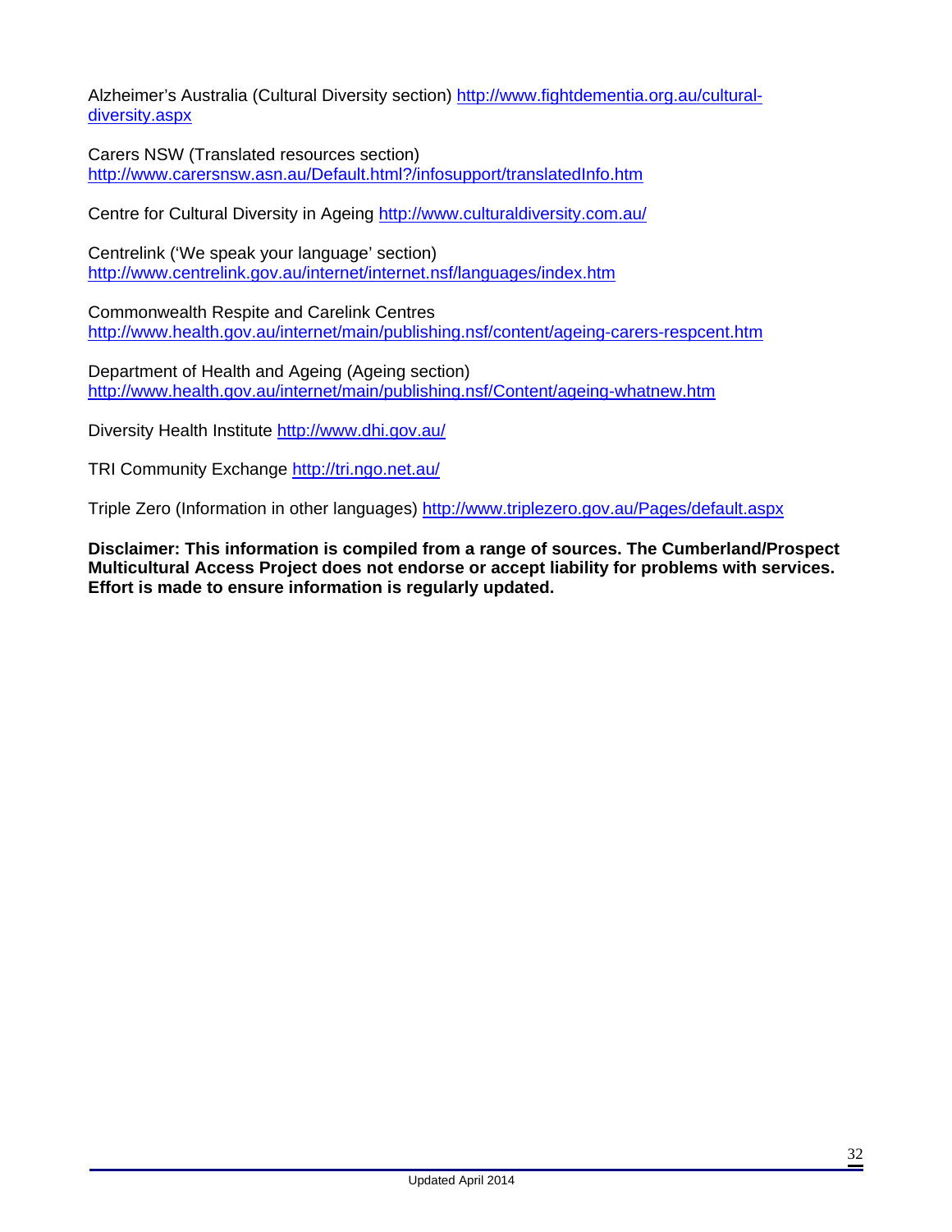Alzheimer's Australia (Cultural Diversity section) http://www.fightdementia.org.au/cultural-diversity.aspx

Carers NSW (Translated resources section)
http://www.carersnsw.asn.au/Default.html?/infosupport/translatedInfo.htm

Centre for Cultural Diversity in Ageing http://www.culturaldiversity.com.au/

Centrelink ('We speak your language' section)
http://www.centrelink.gov.au/internet/internet.nsf/languages/index.htm

Commonwealth Respite and Carelink Centres
http://www.health.gov.au/internet/main/publishing.nsf/content/ageing-carers-respcent.htm

Department of Health and Ageing (Ageing section)
http://www.health.gov.au/internet/main/publishing.nsf/Content/ageing-whatnew.htm

Diversity Health Institute http://www.dhi.gov.au/

TRI Community Exchange http://tri.ngo.net.au/

Triple Zero (Information in other languages) http://www.triplezero.gov.au/Pages/default.aspx

**Disclaimer: This information is compiled from a range of sources. The Cumberland/Prospect Multicultural Access Project does not endorse or accept liability for problems with services. Effort is made to ensure information is regularly updated.**